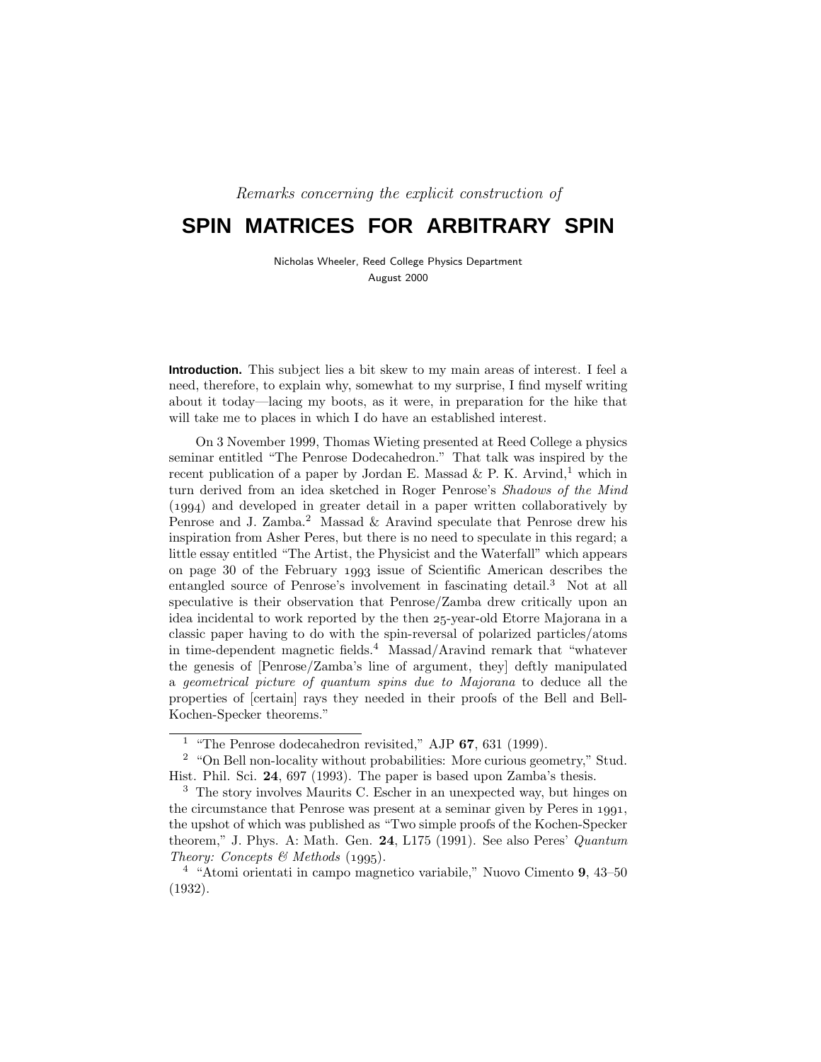*Remarks concerning the explicit construction of*

# SPIN MATRICES FOR ARBITRARY SPIN

Nicholas Wheeler, Reed College Physics Department
August 2000

**Introduction.** This subject lies a bit skew to my main areas of interest. I feel a need, therefore, to explain why, somewhat to my surprise, I find myself writing about it today—lacing my boots, as it were, in preparation for the hike that will take me to places in which I do have an established interest.

On 3 November 1999, Thomas Wieting presented at Reed College a physics seminar entitled "The Penrose Dodecahedron." That talk was inspired by the recent publication of a paper by Jordan E. Massad & P. K. Arvind,[1] which in turn derived from an idea sketched in Roger Penrose's *Shadows of the Mind* (1994) and developed in greater detail in a paper written collaboratively by Penrose and J. Zamba.[2] Massad & Aravind speculate that Penrose drew his inspiration from Asher Peres, but there is no need to speculate in this regard; a little essay entitled "The Artist, the Physicist and the Waterfall" which appears on page 30 of the February 1993 issue of Scientific American describes the entangled source of Penrose's involvement in fascinating detail.[3] Not at all speculative is their observation that Penrose/Zamba drew critically upon an idea incidental to work reported by the then 25-year-old Etorre Majorana in a classic paper having to do with the spin-reversal of polarized particles/atoms in time-dependent magnetic fields.[4] Massad/Aravind remark that "whatever the genesis of [Penrose/Zamba's line of argument, they] deftly manipulated a *geometrical picture of quantum spins due to Majorana* to deduce all the properties of [certain] rays they needed in their proofs of the Bell and Bell-Kochen-Specker theorems."

---

[1] "The Penrose dodecahedron revisited," AJP **67**, 631 (1999).

[2] "On Bell non-locality without probabilities: More curious geometry," Stud. Hist. Phil. Sci. **24**, 697 (1993). The paper is based upon Zamba's thesis.

[3] The story involves Maurits C. Escher in an unexpected way, but hinges on the circumstance that Penrose was present at a seminar given by Peres in 1991, the upshot of which was published as "Two simple proofs of the Kochen-Specker theorem," J. Phys. A: Math. Gen. **24**, L175 (1991). See also Peres' *Quantum Theory: Concepts & Methods* (1995).

[4] "Atomi orientati in campo magnetico variabile," Nuovo Cimento **9**, 43–50 (1932).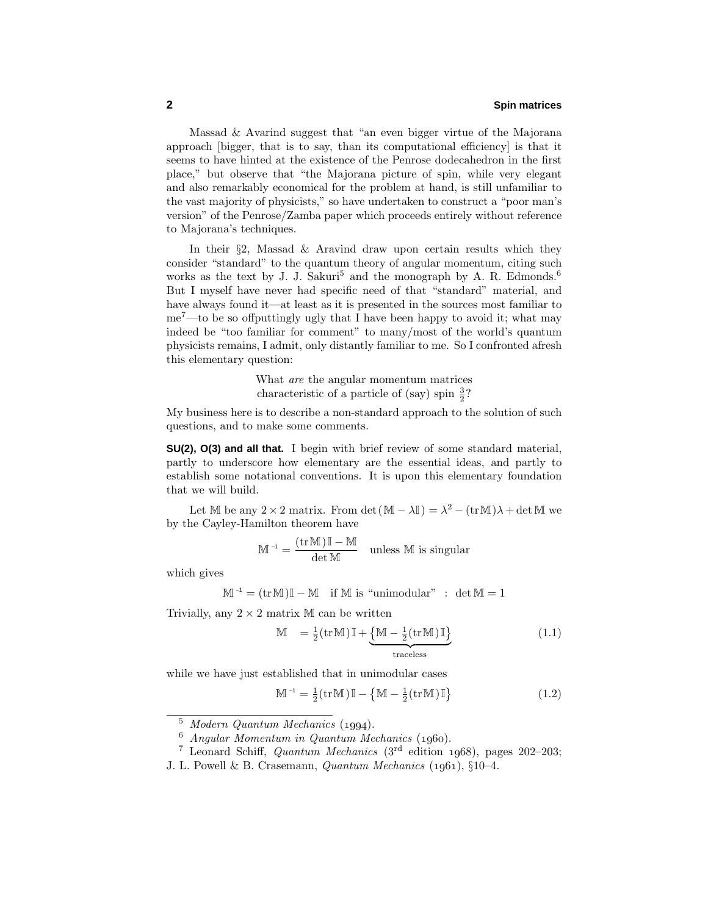Massad & Avarind suggest that "an even bigger virtue of the Majorana approach [bigger, that is to say, than its computational efficiency] is that it seems to have hinted at the existence of the Penrose dodecahedron in the first place," but observe that "the Majorana picture of spin, while very elegant and also remarkably economical for the problem at hand, is still unfamiliar to the vast majority of physicists," so have undertaken to construct a "poor man's version" of the Penrose/Zamba paper which proceeds entirely without reference to Majorana's techniques.

In their §2, Massad & Aravind draw upon certain results which they consider "standard" to the quantum theory of angular momentum, citing such works as the text by J. J. Sakuri[5] and the monograph by A. R. Edmonds.[6] But I myself have never had specific need of that "standard" material, and have always found it—at least as it is presented in the sources most familiar to me[7]—to be so offputtingly ugly that I have been happy to avoid it; what may indeed be "too familiar for comment" to many/most of the world's quantum physicists remains, I admit, only distantly familiar to me. So I confronted afresh this elementary question:

> What *are* the angular momentum matrices
> characteristic of a particle of (say) spin $\frac{3}{2}$?

My business here is to describe a non-standard approach to the solution of such questions, and to make some comments.

**SU(2), O(3) and all that.** I begin with brief review of some standard material, partly to underscore how elementary are the essential ideas, and partly to establish some notational conventions. It is upon this elementary foundation that we will build.

Let $\mathbb{M}$ be any $2\times 2$ matrix. From $\det(\mathbb{M}-\lambda\mathbb{I}) = \lambda^2 - (\mathrm{tr}\,\mathbb{M})\lambda + \det\mathbb{M}$ we by the Cayley-Hamilton theorem have

$$\mathbb{M}^{-1} = \frac{(\mathrm{tr}\,\mathbb{M})\,\mathbb{I} - \mathbb{M}}{\det\mathbb{M}} \quad \text{unless } \mathbb{M} \text{ is singular}$$

which gives

$$\mathbb{M}^{-1} = (\mathrm{tr}\,\mathbb{M})\mathbb{I} - \mathbb{M} \quad \text{if } \mathbb{M} \text{ is "unimodular"} \ :\ \det\mathbb{M} = 1$$

Trivially, any $2\times 2$ matrix $\mathbb{M}$ can be written

$$\mathbb{M} \;\;= \tfrac{1}{2}(\mathrm{tr}\,\mathbb{M})\,\mathbb{I} + \underbrace{\big\{\mathbb{M} - \tfrac{1}{2}(\mathrm{tr}\,\mathbb{M})\,\mathbb{I}\big\}}_{\text{traceless}} \tag{1.1}$$

while we have just established that in unimodular cases

$$\mathbb{M}^{-1} = \tfrac{1}{2}(\mathrm{tr}\,\mathbb{M})\,\mathbb{I} - \big\{\mathbb{M} - \tfrac{1}{2}(\mathrm{tr}\,\mathbb{M})\,\mathbb{I}\big\} \tag{1.2}$$

---

[5] *Modern Quantum Mechanics* (1994).

[6] *Angular Momentum in Quantum Mechanics* (1960).

[7] Leonard Schiff, *Quantum Mechanics* (3rd edition 1968), pages 202–203; J. L. Powell & B. Crasemann, *Quantum Mechanics* (1961), §10–4.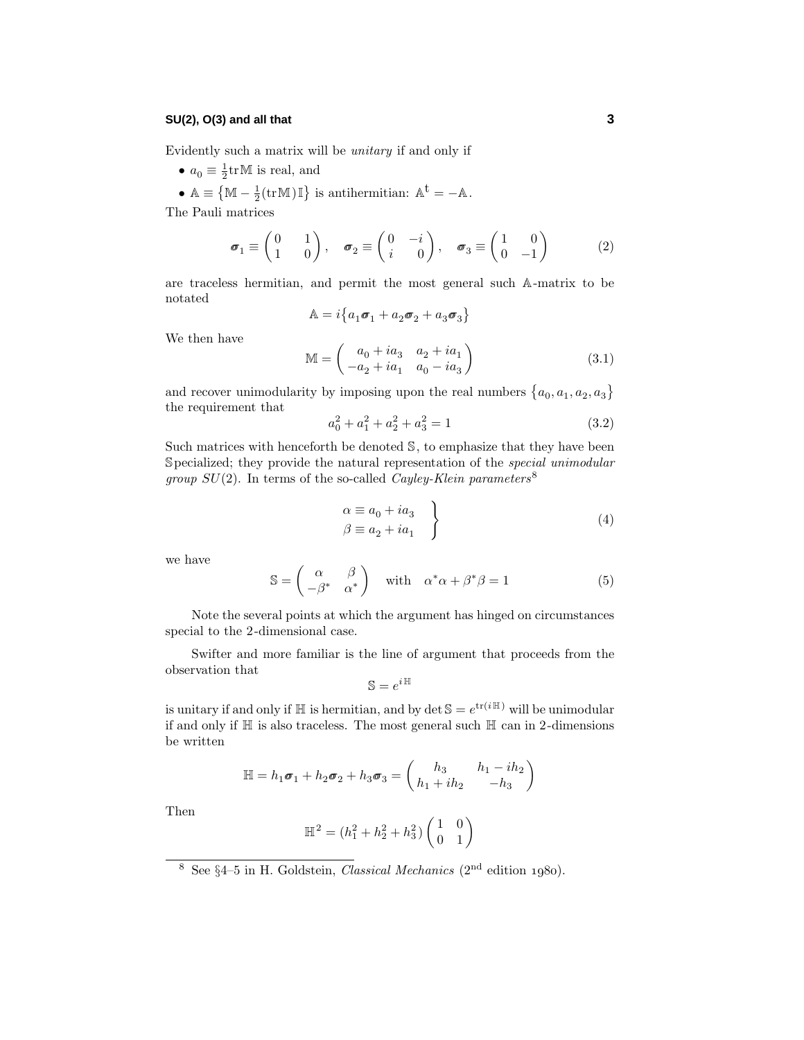Evidently such a matrix will be *unitary* if and only if

- $a_0 \equiv \frac{1}{2}\text{tr}\,\mathbb{M}$ is real, and
- $\mathbb{A} \equiv \big\{\mathbb{M} - \frac{1}{2}(\text{tr}\,\mathbb{M})\,\mathbb{I}\big\}$ is antihermitian: $\mathbb{A}^\dagger = -\mathbb{A}$.

The Pauli matrices

$$\boldsymbol{\sigma}_1 \equiv \begin{pmatrix} 0 & 1 \\ 1 & 0 \end{pmatrix}, \quad \boldsymbol{\sigma}_2 \equiv \begin{pmatrix} 0 & -i \\ i & 0 \end{pmatrix}, \quad \boldsymbol{\sigma}_3 \equiv \begin{pmatrix} 1 & 0 \\ 0 & -1 \end{pmatrix} \tag{2}$$

are traceless hermitian, and permit the most general such $\mathbb{A}$-matrix to be notated

$$\mathbb{A} = i\big\{a_1\boldsymbol{\sigma}_1 + a_2\boldsymbol{\sigma}_2 + a_3\boldsymbol{\sigma}_3\big\}$$

We then have

$$\mathbb{M} = \begin{pmatrix} a_0 + ia_3 & a_2 + ia_1 \\ -a_2 + ia_1 & a_0 - ia_3 \end{pmatrix} \tag{3.1}$$

and recover unimodularity by imposing upon the real numbers $\big\{a_0, a_1, a_2, a_3\big\}$ the requirement that

$$a_0^2 + a_1^2 + a_2^2 + a_3^2 = 1 \tag{3.2}$$

Such matrices with henceforth be denoted $\mathbb{S}$, to emphasize that they have been $\mathbb{S}$pecialized; they provide the natural representation of the *special unimodular group* $SU(2)$. In terms of the so-called *Cayley-Klein parameters*[8]

$$\left.\begin{aligned} \alpha &\equiv a_0 + ia_3 \\ \beta &\equiv a_2 + ia_1 \end{aligned}\right\} \tag{4}$$

we have

$$\mathbb{S} = \begin{pmatrix} \alpha & \beta \\ -\beta^* & \alpha^* \end{pmatrix} \quad \text{with} \quad \alpha^*\alpha + \beta^*\beta = 1 \tag{5}$$

Note the several points at which the argument has hinged on circumstances special to the 2-dimensional case.

Swifter and more familiar is the line of argument that proceeds from the observation that

$$\mathbb{S} = e^{i\,\mathbb{H}}$$

is unitary if and only if $\mathbb{H}$ is hermitian, and by $\det\mathbb{S} = e^{\text{tr}(i\,\mathbb{H})}$ will be unimodular if and only if $\mathbb{H}$ is also traceless. The most general such $\mathbb{H}$ can in 2-dimensions be written

$$\mathbb{H} = h_1\boldsymbol{\sigma}_1 + h_2\boldsymbol{\sigma}_2 + h_3\boldsymbol{\sigma}_3 = \begin{pmatrix} h_3 & h_1 - ih_2 \\ h_1 + ih_2 & -h_3 \end{pmatrix}$$

Then

$$\mathbb{H}^2 = (h_1^2 + h_2^2 + h_3^2)\begin{pmatrix} 1 & 0 \\ 0 & 1 \end{pmatrix}$$

---

[8] See §4–5 in H. Goldstein, *Classical Mechanics* (2nd edition 1980).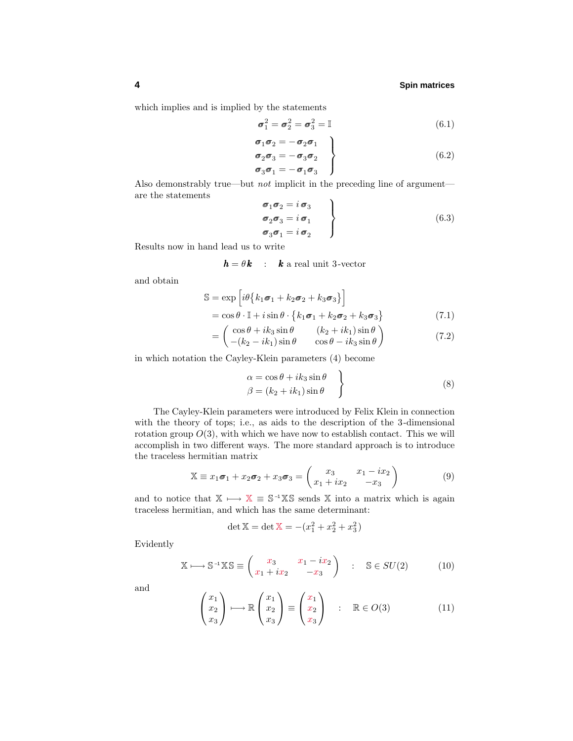which implies and is implied by the statements

$$\boldsymbol{\sigma}_1^2 = \boldsymbol{\sigma}_2^2 = \boldsymbol{\sigma}_3^2 = \mathbb{I} \tag{6.1}$$

$$\left.\begin{aligned} \boldsymbol{\sigma}_1\boldsymbol{\sigma}_2 &= -\boldsymbol{\sigma}_2\boldsymbol{\sigma}_1 \\ \boldsymbol{\sigma}_2\boldsymbol{\sigma}_3 &= -\boldsymbol{\sigma}_3\boldsymbol{\sigma}_2 \\ \boldsymbol{\sigma}_3\boldsymbol{\sigma}_1 &= -\boldsymbol{\sigma}_1\boldsymbol{\sigma}_3 \end{aligned}\right\} \tag{6.2}$$

Also demonstrably true—but *not* implicit in the preceding line of argument—are the statements

$$\left.\begin{aligned} \boldsymbol{\sigma}_1\boldsymbol{\sigma}_2 &= i\,\boldsymbol{\sigma}_3 \\ \boldsymbol{\sigma}_2\boldsymbol{\sigma}_3 &= i\,\boldsymbol{\sigma}_1 \\ \boldsymbol{\sigma}_3\boldsymbol{\sigma}_1 &= i\,\boldsymbol{\sigma}_2 \end{aligned}\right\} \tag{6.3}$$

Results now in hand lead us to write

$$\boldsymbol{h} = \theta\boldsymbol{k} \quad : \quad \boldsymbol{k} \text{ a real unit 3-vector}$$

and obtain

$$\begin{aligned} \mathbb{S} &= \exp\Big[i\theta\big\{k_1\boldsymbol{\sigma}_1 + k_2\boldsymbol{\sigma}_2 + k_3\boldsymbol{\sigma}_3\big\}\Big] \\ &= \cos\theta\cdot\mathbb{I} + i\sin\theta\cdot\big\{k_1\boldsymbol{\sigma}_1 + k_2\boldsymbol{\sigma}_2 + k_3\boldsymbol{\sigma}_3\big\} \qquad (7.1) \\ &= \begin{pmatrix} \cos\theta + ik_3\sin\theta & (k_2 + ik_1)\sin\theta \\ -(k_2 - ik_1)\sin\theta & \cos\theta - ik_3\sin\theta \end{pmatrix} \qquad (7.2) \end{aligned}$$

in which notation the Cayley-Klein parameters (4) become

$$\left.\begin{aligned} \alpha &= \cos\theta + ik_3\sin\theta \\ \beta &= (k_2 + ik_1)\sin\theta \end{aligned}\right\} \tag{8}$$

The Cayley-Klein parameters were introduced by Felix Klein in connection with the theory of tops; i.e., as aids to the description of the 3-dimensional rotation group $O(3)$, with which we have now to establish contact. This we will accomplish in two different ways. The more standard approach is to introduce the traceless hermitian matrix

$$\mathbb{X} \equiv x_1\boldsymbol{\sigma}_1 + x_2\boldsymbol{\sigma}_2 + x_3\boldsymbol{\sigma}_3 = \begin{pmatrix} x_3 & x_1 - ix_2 \\ x_1 + ix_2 & -x_3 \end{pmatrix} \tag{9}$$

and to notice that $\mathbb{X} \longmapsto \mathbb{X} \equiv \mathbb{S}^{-1}\mathbb{X}\mathbb{S}$ sends $\mathbb{X}$ into a matrix which is again traceless hermitian, and which has the same determinant:

$$\det\mathbb{X} = \det\mathbb{X} = -(x_1^2 + x_2^2 + x_3^2)$$

Evidently

$$\mathbb{X} \longmapsto \mathbb{S}^{-1}\mathbb{X}\mathbb{S} \equiv \begin{pmatrix} x_3 & x_1 - ix_2 \\ x_1 + ix_2 & -x_3 \end{pmatrix} \quad : \quad \mathbb{S} \in SU(2) \tag{10}$$

and

$$\begin{pmatrix} x_1 \\ x_2 \\ x_3 \end{pmatrix} \longmapsto \mathbb{R}\begin{pmatrix} x_1 \\ x_2 \\ x_3 \end{pmatrix} \equiv \begin{pmatrix} x_1 \\ x_2 \\ x_3 \end{pmatrix} \quad : \quad \mathbb{R} \in O(3) \tag{11}$$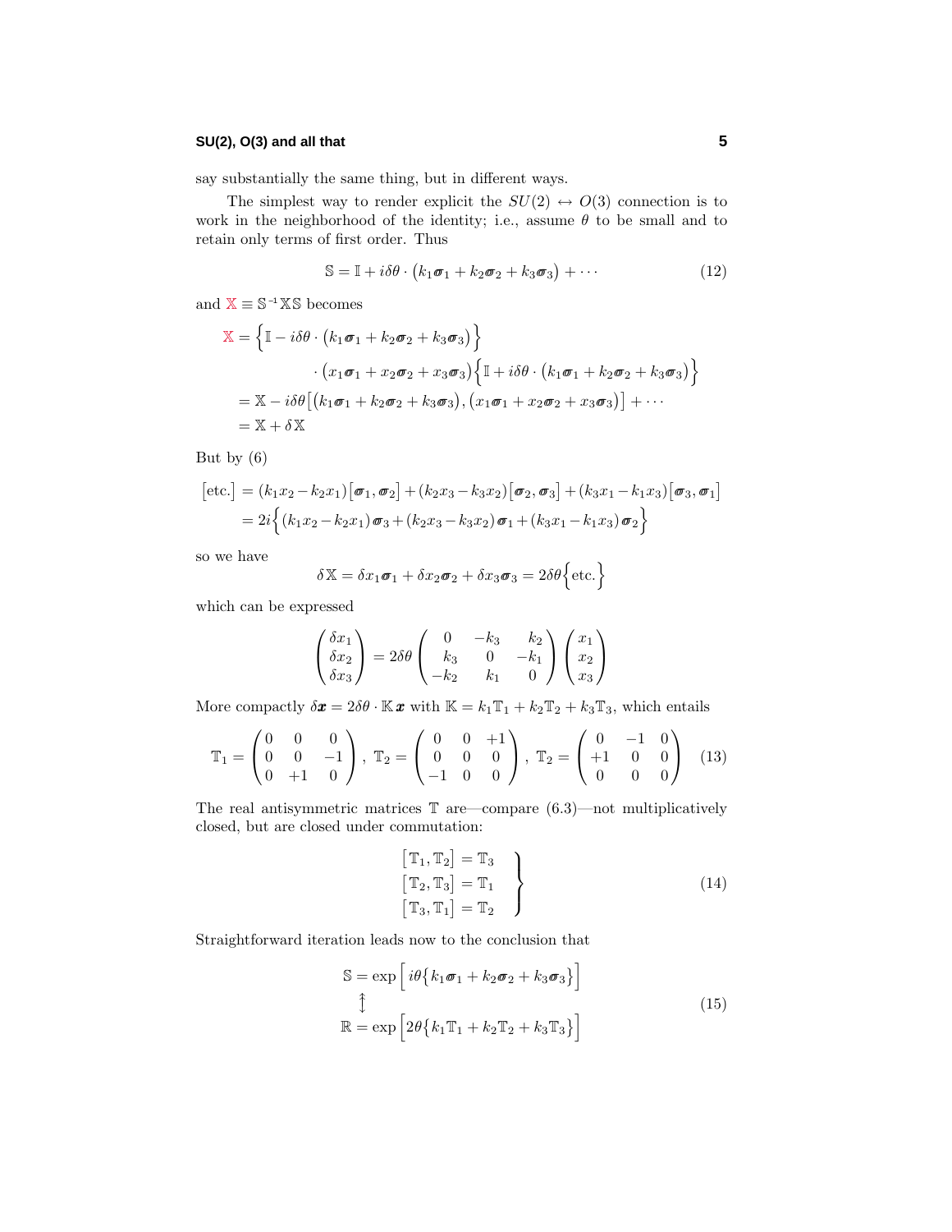say substantially the same thing, but in different ways.

The simplest way to render explicit the $SU(2) \leftrightarrow O(3)$ connection is to work in the neighborhood of the identity; i.e., assume $\theta$ to be small and to retain only terms of first order. Thus

$$\mathbb{S} = \mathbb{I} + i\delta\theta \cdot \big(k_1\boldsymbol{\sigma}_1 + k_2\boldsymbol{\sigma}_2 + k_3\boldsymbol{\sigma}_3\big) + \cdots \tag{12}$$

and $\mathbb{X} \equiv \mathbb{S}^{-1}\mathbb{X}\mathbb{S}$ becomes

$$\begin{aligned}
\mathbb{X} &= \Big\{\mathbb{I} - i\delta\theta \cdot \big(k_1\boldsymbol{\sigma}_1 + k_2\boldsymbol{\sigma}_2 + k_3\boldsymbol{\sigma}_3\big)\Big\} \\
&\qquad \cdot \big(x_1\boldsymbol{\sigma}_1 + x_2\boldsymbol{\sigma}_2 + x_3\boldsymbol{\sigma}_3\big)\Big\{\mathbb{I} + i\delta\theta \cdot \big(k_1\boldsymbol{\sigma}_1 + k_2\boldsymbol{\sigma}_2 + k_3\boldsymbol{\sigma}_3\big)\Big\} \\
&= \mathbb{X} - i\delta\theta\big[\big(k_1\boldsymbol{\sigma}_1 + k_2\boldsymbol{\sigma}_2 + k_3\boldsymbol{\sigma}_3\big), \big(x_1\boldsymbol{\sigma}_1 + x_2\boldsymbol{\sigma}_2 + x_3\boldsymbol{\sigma}_3\big)\big] + \cdots \\
&= \mathbb{X} + \delta\mathbb{X}
\end{aligned}$$

But by (6)

$$\begin{aligned}
\big[\text{etc.}\big] &= (k_1x_2 - k_2x_1)\big[\boldsymbol{\sigma}_1, \boldsymbol{\sigma}_2\big] + (k_2x_3 - k_3x_2)\big[\boldsymbol{\sigma}_2, \boldsymbol{\sigma}_3\big] + (k_3x_1 - k_1x_3)\big[\boldsymbol{\sigma}_3, \boldsymbol{\sigma}_1\big] \\
&= 2i\Big\{(k_1x_2 - k_2x_1)\,\boldsymbol{\sigma}_3 + (k_2x_3 - k_3x_2)\,\boldsymbol{\sigma}_1 + (k_3x_1 - k_1x_3)\,\boldsymbol{\sigma}_2\Big\}
\end{aligned}$$

so we have

$$\delta\mathbb{X} = \delta x_1\boldsymbol{\sigma}_1 + \delta x_2\boldsymbol{\sigma}_2 + \delta x_3\boldsymbol{\sigma}_3 = 2\delta\theta\Big\{\text{etc.}\Big\}$$

which can be expressed

$$\begin{pmatrix} \delta x_1 \\ \delta x_2 \\ \delta x_3 \end{pmatrix} = 2\delta\theta \begin{pmatrix} 0 & -k_3 & k_2 \\ k_3 & 0 & -k_1 \\ -k_2 & k_1 & 0 \end{pmatrix} \begin{pmatrix} x_1 \\ x_2 \\ x_3 \end{pmatrix}$$

More compactly $\delta\boldsymbol{x} = 2\delta\theta \cdot \mathbb{K}\,\boldsymbol{x}$ with $\mathbb{K} = k_1\mathbb{T}_1 + k_2\mathbb{T}_2 + k_3\mathbb{T}_3$, which entails

$$\mathbb{T}_1 = \begin{pmatrix} 0 & 0 & 0 \\ 0 & 0 & -1 \\ 0 & +1 & 0 \end{pmatrix},\ \mathbb{T}_2 = \begin{pmatrix} 0 & 0 & +1 \\ 0 & 0 & 0 \\ -1 & 0 & 0 \end{pmatrix},\ \mathbb{T}_2 = \begin{pmatrix} 0 & -1 & 0 \\ +1 & 0 & 0 \\ 0 & 0 & 0 \end{pmatrix} \tag{13}$$

The real antisymmetric matrices $\mathbb{T}$ are—compare (6.3)—not multiplicatively closed, but are closed under commutation:

$$\left.\begin{aligned}
\big[\mathbb{T}_1, \mathbb{T}_2\big] &= \mathbb{T}_3 \\
\big[\mathbb{T}_2, \mathbb{T}_3\big] &= \mathbb{T}_1 \\
\big[\mathbb{T}_3, \mathbb{T}_1\big] &= \mathbb{T}_2
\end{aligned}\right\} \tag{14}$$

Straightforward iteration leads now to the conclusion that

$$\begin{aligned}
\mathbb{S} &= \exp\Big[\, i\theta\big\{k_1\boldsymbol{\sigma}_1 + k_2\boldsymbol{\sigma}_2 + k_3\boldsymbol{\sigma}_3\big\}\Big] \\
&\ \updownarrow \\
\mathbb{R} &= \exp\Big[2\theta\big\{k_1\mathbb{T}_1 + k_2\mathbb{T}_2 + k_3\mathbb{T}_3\big\}\Big]
\end{aligned} \tag{15}$$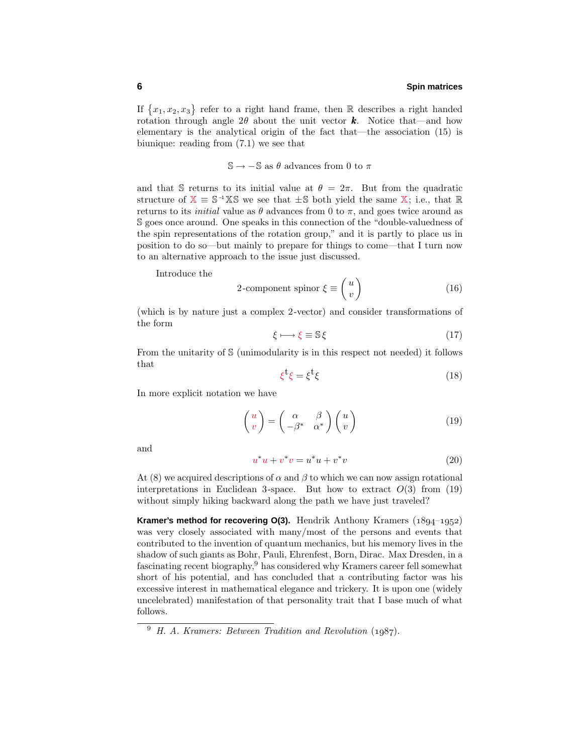If $\{x_1, x_2, x_3\}$ refer to a right hand frame, then $\mathbb{R}$ describes a right handed rotation through angle $2\theta$ about the unit vector $\boldsymbol{k}$. Notice that—and how elementary is the analytical origin of the fact that—the association (15) is biunique: reading from (7.1) we see that

$$\mathbb{S} \to -\mathbb{S} \text{ as } \theta \text{ advances from } 0 \text{ to } \pi$$

and that $\mathbb{S}$ returns to its initial value at $\theta = 2\pi$. But from the quadratic structure of $\mathbb{X} \equiv \mathbb{S}^{-1}\mathbb{X}\mathbb{S}$ we see that $\pm\mathbb{S}$ both yield the same $\mathbb{X}$; i.e., that $\mathbb{R}$ returns to its *initial* value as $\theta$ advances from 0 to $\pi$, and goes twice around as $\mathbb{S}$ goes once around. One speaks in this connection of the "double-valuedness of the spin representations of the rotation group," and it is partly to place us in position to do so—but mainly to prepare for things to come—that I turn now to an alternative approach to the issue just discussed.

Introduce the

$$\text{2-component spinor } \xi \equiv \begin{pmatrix} u \\ v \end{pmatrix} \tag{16}$$

(which is by nature just a complex 2-vector) and consider transformations of the form

$$\xi \longmapsto \xi \equiv \mathbb{S}\,\xi \tag{17}$$

From the unitarity of $\mathbb{S}$ (unimodularity is in this respect not needed) it follows that

$$\xi^{\mathrm{t}}\xi = \xi^{\mathrm{t}}\xi \tag{18}$$

In more explicit notation we have

$$\begin{pmatrix} u \\ v \end{pmatrix} = \begin{pmatrix} \alpha & \beta \\ -\beta^* & \alpha^* \end{pmatrix} \begin{pmatrix} u \\ v \end{pmatrix} \tag{19}$$

and

$$u^*u + v^*v = u^*u + v^*v \tag{20}$$

At (8) we acquired descriptions of $\alpha$ and $\beta$ to which we can now assign rotational interpretations in Euclidean 3-space. But how to extract $O(3)$ from (19) without simply hiking backward along the path we have just traveled?

**Kramer's method for recovering O(3).** Hendrik Anthony Kramers (1894–1952) was very closely associated with many/most of the persons and events that contributed to the invention of quantum mechanics, but his memory lives in the shadow of such giants as Bohr, Pauli, Ehrenfest, Born, Dirac. Max Dresden, in a fascinating recent biography,[9] has considered why Kramers career fell somewhat short of his potential, and has concluded that a contributing factor was his excessive interest in mathematical elegance and trickery. It is upon one (widely uncelebrated) manifestation of that personality trait that I base much of what follows.

---

[9] *H. A. Kramers: Between Tradition and Revolution* (1987).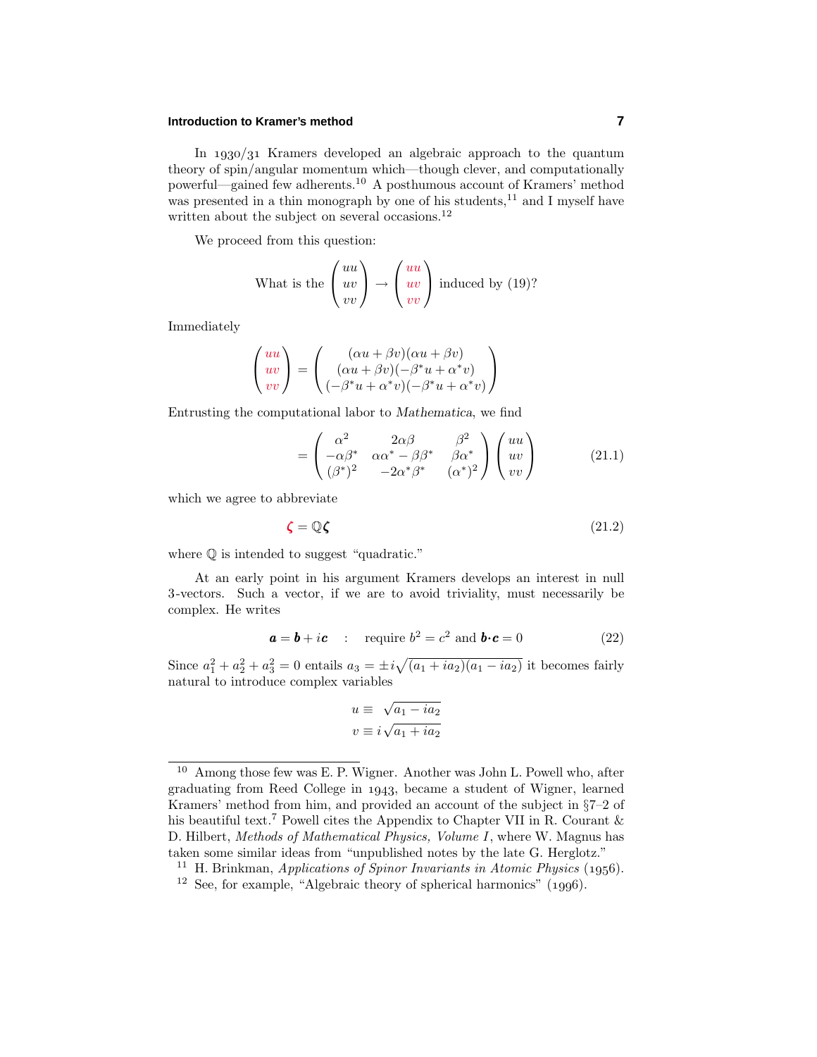## Introduction to Kramer's method

In 1930/31 Kramers developed an algebraic approach to the quantum theory of spin/angular momentum which—though clever, and computationally powerful—gained few adherents.[10] A posthumous account of Kramers' method was presented in a thin monograph by one of his students,[11] and I myself have written about the subject on several occasions.[12]

We proceed from this question:

$$\text{What is the } \begin{pmatrix} uu \\ uv \\ vv \end{pmatrix} \to \begin{pmatrix} \color{red}{uu} \\ \color{red}{uv} \\ \color{red}{vv} \end{pmatrix} \text{ induced by (19)?}$$

Immediately

$$\begin{pmatrix} \color{red}{uu} \\ \color{red}{uv} \\ \color{red}{vv} \end{pmatrix} = \begin{pmatrix} (\alpha u + \beta v)(\alpha u + \beta v) \\ (\alpha u + \beta v)(-\beta^* u + \alpha^* v) \\ (-\beta^* u + \alpha^* v)(-\beta^* u + \alpha^* v) \end{pmatrix}$$

Entrusting the computational labor to *Mathematica*, we find

$$= \begin{pmatrix} \alpha^2 & 2\alpha\beta & \beta^2 \\ -\alpha\beta^* & \alpha\alpha^* - \beta\beta^* & \beta\alpha^* \\ (\beta^*)^2 & -2\alpha^*\beta^* & (\alpha^*)^2 \end{pmatrix} \begin{pmatrix} uu \\ uv \\ vv \end{pmatrix} \tag{21.1}$$

which we agree to abbreviate

$$\color{red}{\boldsymbol{\zeta}} = \mathbb{Q}\boldsymbol{\zeta} \tag{21.2}$$

where $\mathbb{Q}$ is intended to suggest "quadratic."

At an early point in his argument Kramers develops an interest in null 3-vectors. Such a vector, if we are to avoid triviality, must necessarily be complex. He writes

$$\boldsymbol{a} = \boldsymbol{b} + i\boldsymbol{c} \quad : \quad \text{require } b^2 = c^2 \text{ and } \boldsymbol{b}\cdot\boldsymbol{c} = 0 \tag{22}$$

Since $a_1^2 + a_2^2 + a_3^2 = 0$ entails $a_3 = \pm i\sqrt{(a_1 + ia_2)(a_1 - ia_2)}$ it becomes fairly natural to introduce complex variables

$$\begin{aligned} u &\equiv \sqrt{a_1 - ia_2} \\ v &\equiv i\sqrt{a_1 + ia_2} \end{aligned}$$

---

[10] Among those few was E. P. Wigner. Another was John L. Powell who, after graduating from Reed College in 1943, became a student of Wigner, learned Kramers' method from him, and provided an account of the subject in §7–2 of his beautiful text.[7] Powell cites the Appendix to Chapter VII in R. Courant & D. Hilbert, *Methods of Mathematical Physics, Volume I*, where W. Magnus has taken some similar ideas from "unpublished notes by the late G. Herglotz."

[11] H. Brinkman, *Applications of Spinor Invariants in Atomic Physics* (1956).

[12] See, for example, "Algebraic theory of spherical harmonics" (1996).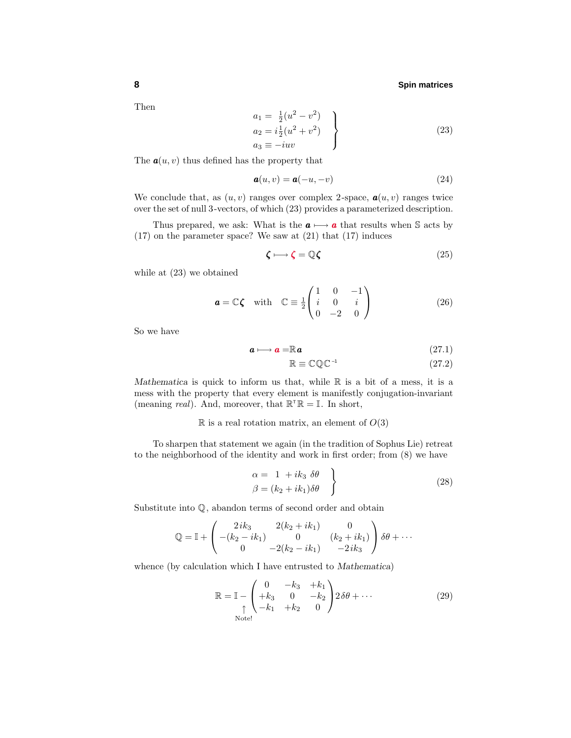Then

$$
\left.\begin{aligned}
a_1 &= \tfrac{1}{2}(u^2 - v^2) \\
a_2 &= i\tfrac{1}{2}(u^2 + v^2) \\
a_3 &\equiv -iuv
\end{aligned}\right\} \tag{23}
$$

The $\boldsymbol{a}(u,v)$ thus defined has the property that

$$
\boldsymbol{a}(u,v) = \boldsymbol{a}(-u,-v) \tag{24}
$$

We conclude that, as $(u,v)$ ranges over complex 2-space, $\boldsymbol{a}(u,v)$ ranges twice over the set of null 3-vectors, of which (23) provides a parameterized description.

Thus prepared, we ask: What is the $\boldsymbol{a} \longmapsto \boldsymbol{a}$ that results when $\mathbb{S}$ acts by (17) on the parameter space? We saw at (21) that (17) induces

$$
\boldsymbol{\zeta} \longmapsto \boldsymbol{\zeta} = \mathbb{Q}\boldsymbol{\zeta} \tag{25}
$$

while at (23) we obtained

$$
\boldsymbol{a} = \mathbb{C}\boldsymbol{\zeta} \quad \text{with} \quad \mathbb{C} \equiv \tfrac{1}{2}\begin{pmatrix} 1 & 0 & -1 \\ i & 0 & i \\ 0 & -2 & 0 \end{pmatrix} \tag{26}
$$

So we have

$$
\boldsymbol{a} \longmapsto \boldsymbol{a} = \mathbb{R}\boldsymbol{a} \tag{27.1}
$$

$$
\mathbb{R} \equiv \mathbb{C}\mathbb{Q}\mathbb{C}^{-1} \tag{27.2}
$$

*Mathematica* is quick to inform us that, while $\mathbb{R}$ is a bit of a mess, it is a mess with the property that every element is manifestly conjugation-invariant (meaning *real*). And, moreover, that $\mathbb{R}^{\mathsf{T}}\mathbb{R} = \mathbb{I}$. In short,

$\mathbb{R}$ is a real rotation matrix, an element of $O(3)$

To sharpen that statement we again (in the tradition of Sophus Lie) retreat to the neighborhood of the identity and work in first order; from (8) we have

$$
\left.\begin{aligned}
\alpha &= \ \ 1 \ + ik_3 \ \delta\theta \\
\beta &= (k_2 + ik_1)\delta\theta
\end{aligned}\right\} \tag{28}
$$

Substitute into $\mathbb{Q}$, abandon terms of second order and obtain

$$
\mathbb{Q} = \mathbb{I} + \begin{pmatrix} 2ik_3 & 2(k_2 + ik_1) & 0 \\ -(k_2 - ik_1) & 0 & (k_2 + ik_1) \\ 0 & -2(k_2 - ik_1) & -2ik_3 \end{pmatrix}\delta\theta + \cdots
$$

whence (by calculation which I have entrusted to *Mathematica*)

$$
\mathbb{R} = \underset{\substack{\uparrow \\ \text{Note!}}}{\mathbb{I} -} \begin{pmatrix} 0 & -k_3 & +k_1 \\ +k_3 & 0 & -k_2 \\ -k_1 & +k_2 & 0 \end{pmatrix} 2\,\delta\theta + \cdots \tag{29}
$$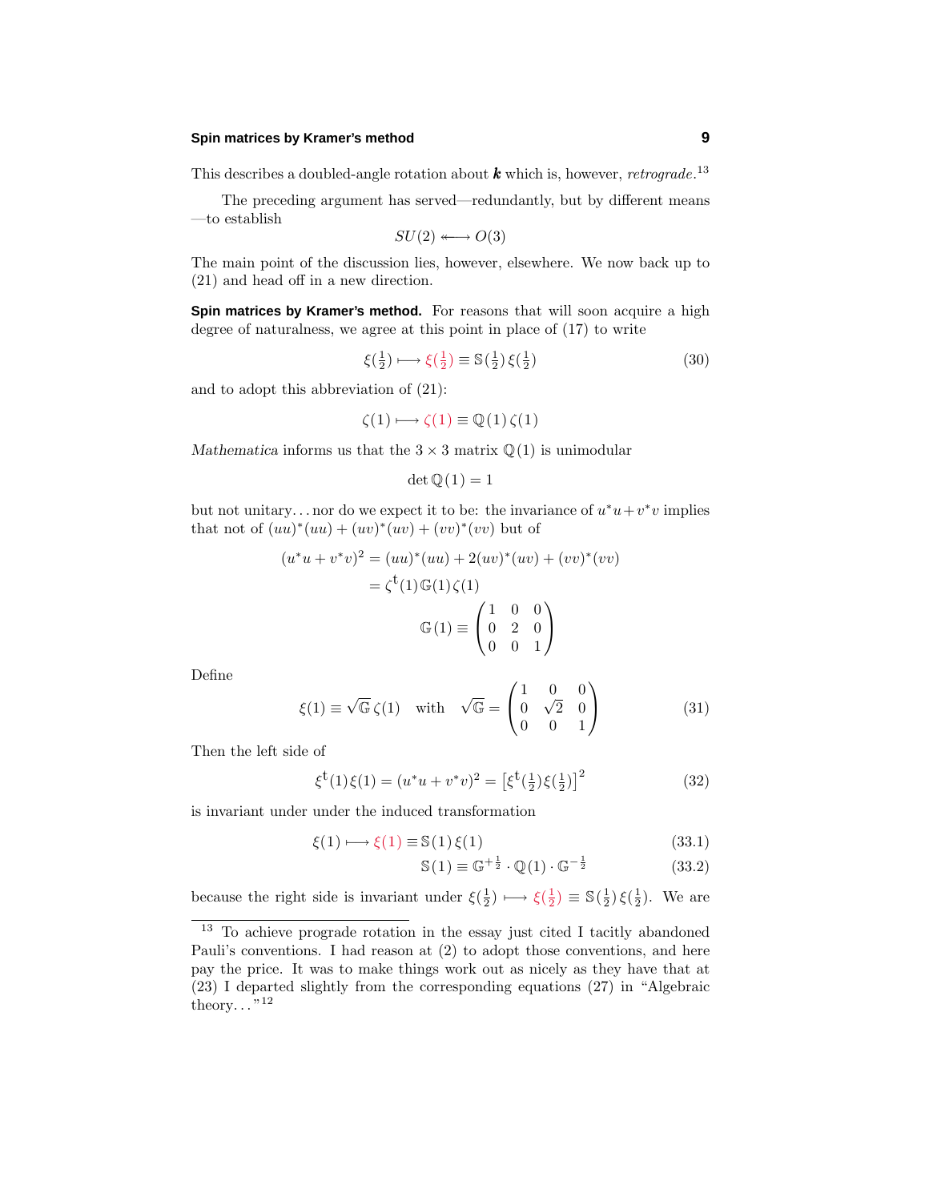This describes a doubled-angle rotation about $\boldsymbol{k}$ which is, however, *retrograde*.[13]

The preceding argument has served—redundantly, but by different means—to establish

$$SU(2) \longleftarrow\!\!\!\longrightarrow O(3)$$

The main point of the discussion lies, however, elsewhere. We now back up to (21) and head off in a new direction.

**Spin matrices by Kramer's method.** For reasons that will soon acquire a high degree of naturalness, we agree at this point in place of (17) to write

$$\xi(\tfrac{1}{2}) \longmapsto \xi(\tfrac{1}{2}) \equiv \mathbb{S}(\tfrac{1}{2})\,\xi(\tfrac{1}{2}) \tag{30}$$

and to adopt this abbreviation of (21):

$$\zeta(1) \longmapsto \zeta(1) \equiv \mathbb{Q}(1)\,\zeta(1)$$

*Mathematica* informs us that the $3\times 3$ matrix $\mathbb{Q}(1)$ is unimodular

$$\det \mathbb{Q}(1) = 1$$

but not unitary. . . nor do we expect it to be: the invariance of $u^*u + v^*v$ implies that not of $(uu)^*(uu) + (uv)^*(uv) + (vv)^*(vv)$ but of

$$\begin{aligned}
(u^*u + v^*v)^2 &= (uu)^*(uu) + 2(uv)^*(uv) + (vv)^*(vv)\\
&= \zeta^{\text{t}}(1)\,\mathbb{G}(1)\,\zeta(1)\\
&\qquad \mathbb{G}(1) \equiv \begin{pmatrix} 1 & 0 & 0\\ 0 & 2 & 0\\ 0 & 0 & 1\end{pmatrix}
\end{aligned}$$

Define

$$\xi(1) \equiv \sqrt{\mathbb{G}}\,\zeta(1) \quad \text{with} \quad \sqrt{\mathbb{G}} = \begin{pmatrix} 1 & 0 & 0\\ 0 & \sqrt{2} & 0\\ 0 & 0 & 1\end{pmatrix} \tag{31}$$

Then the left side of

$$\xi^{\text{t}}(1)\,\xi(1) = (u^*u + v^*v)^2 = \left[\xi^{\text{t}}(\tfrac{1}{2})\,\xi(\tfrac{1}{2})\right]^2 \tag{32}$$

is invariant under under the induced transformation

$$\xi(1) \longmapsto \xi(1) \equiv \mathbb{S}(1)\,\xi(1) \tag{33.1}$$

$$\mathbb{S}(1) \equiv \mathbb{G}^{+\frac{1}{2}}\cdot\mathbb{Q}(1)\cdot\mathbb{G}^{-\frac{1}{2}} \tag{33.2}$$

because the right side is invariant under $\xi(\tfrac{1}{2}) \longmapsto \xi(\tfrac{1}{2}) \equiv \mathbb{S}(\tfrac{1}{2})\,\xi(\tfrac{1}{2})$. We are

[13] To achieve prograde rotation in the essay just cited I tacitly abandoned Pauli's conventions. I had reason at (2) to adopt those conventions, and here pay the price. It was to make things work out as nicely as they have that at (23) I departed slightly from the corresponding equations (27) in "Algebraic theory. . . "[12]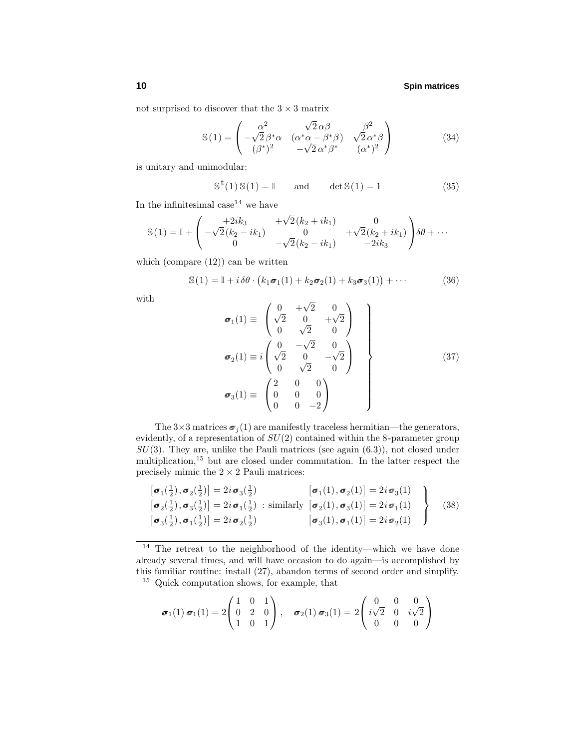not surprised to discover that the $3 \times 3$ matrix

$$\mathbb{S}(1) = \begin{pmatrix} \alpha^2 & \sqrt{2}\,\alpha\beta & \beta^2 \\ -\sqrt{2}\,\beta^*\alpha & (\alpha^*\alpha - \beta^*\beta) & \sqrt{2}\,\alpha^*\beta \\ (\beta^*)^2 & -\sqrt{2}\,\alpha^*\beta^* & (\alpha^*)^2 \end{pmatrix} \tag{34}$$

is unitary and unimodular:

$$\mathbb{S}^{\rm t}(1)\,\mathbb{S}(1) = \mathbb{I} \qquad \text{and} \qquad \det \mathbb{S}(1) = 1 \tag{35}$$

In the infinitesimal case[14] we have

$$\mathbb{S}(1) = \mathbb{I} + \begin{pmatrix} +2ik_3 & +\sqrt{2}(k_2 + ik_1) & 0 \\ -\sqrt{2}(k_2 - ik_1) & 0 & +\sqrt{2}(k_2 + ik_1) \\ 0 & -\sqrt{2}(k_2 - ik_1) & -2ik_3 \end{pmatrix}\delta\theta + \cdots$$

which (compare (12)) can be written

$$\mathbb{S}(1) = \mathbb{I} + i\,\delta\theta\cdot\big(k_1\boldsymbol{\sigma}_1(1) + k_2\boldsymbol{\sigma}_2(1) + k_3\boldsymbol{\sigma}_3(1)\big) + \cdots \tag{36}$$

with

$$\left.\begin{aligned} \boldsymbol{\sigma}_1(1) &\equiv \begin{pmatrix} 0 & +\sqrt{2} & 0 \\ \sqrt{2} & 0 & +\sqrt{2} \\ 0 & \sqrt{2} & 0 \end{pmatrix} \\ \boldsymbol{\sigma}_2(1) &\equiv i\begin{pmatrix} 0 & -\sqrt{2} & 0 \\ \sqrt{2} & 0 & -\sqrt{2} \\ 0 & \sqrt{2} & 0 \end{pmatrix} \\ \boldsymbol{\sigma}_3(1) &\equiv \begin{pmatrix} 2 & 0 & 0 \\ 0 & 0 & 0 \\ 0 & 0 & -2 \end{pmatrix} \end{aligned}\right\} \tag{37}$$

The $3\times3$ matrices $\boldsymbol{\sigma}_j(1)$ are manifestly traceless hermitian—the generators, evidently, of a representation of $SU(2)$ contained within the 8-parameter group $SU(3)$. They are, unlike the Pauli matrices (see again (6.3)), not closed under multiplication,[15] but are closed under commutation. In the latter respect the precisely mimic the $2 \times 2$ Pauli matrices:

$$\left.\begin{aligned} \big[\boldsymbol{\sigma}_1(\tfrac{1}{2}), \boldsymbol{\sigma}_2(\tfrac{1}{2})\big] &= 2i\,\boldsymbol{\sigma}_3(\tfrac{1}{2}) & \big[\boldsymbol{\sigma}_1(1), \boldsymbol{\sigma}_2(1)\big] &= 2i\,\boldsymbol{\sigma}_3(1) \\ \big[\boldsymbol{\sigma}_2(\tfrac{1}{2}), \boldsymbol{\sigma}_3(\tfrac{1}{2})\big] &= 2i\,\boldsymbol{\sigma}_1(\tfrac{1}{2}) \ \text{: similarly} & \big[\boldsymbol{\sigma}_2(1), \boldsymbol{\sigma}_3(1)\big] &= 2i\,\boldsymbol{\sigma}_1(1) \\ \big[\boldsymbol{\sigma}_3(\tfrac{1}{2}), \boldsymbol{\sigma}_1(\tfrac{1}{2})\big] &= 2i\,\boldsymbol{\sigma}_2(\tfrac{1}{2}) & \big[\boldsymbol{\sigma}_3(1), \boldsymbol{\sigma}_1(1)\big] &= 2i\,\boldsymbol{\sigma}_2(1) \end{aligned}\right\} \tag{38}$$

---

[14] The retreat to the neighborhood of the identity—which we have done already several times, and will have occasion to do again—is accomplished by this familiar routine: install (27), abandon terms of second order and simplify.

[15] Quick computation shows, for example, that

$$\boldsymbol{\sigma}_1(1)\,\boldsymbol{\sigma}_1(1) = 2\begin{pmatrix} 1 & 0 & 1 \\ 0 & 2 & 0 \\ 1 & 0 & 1 \end{pmatrix}, \quad \boldsymbol{\sigma}_2(1)\,\boldsymbol{\sigma}_3(1) = 2\begin{pmatrix} 0 & 0 & 0 \\ i\sqrt{2} & 0 & i\sqrt{2} \\ 0 & 0 & 0 \end{pmatrix}$$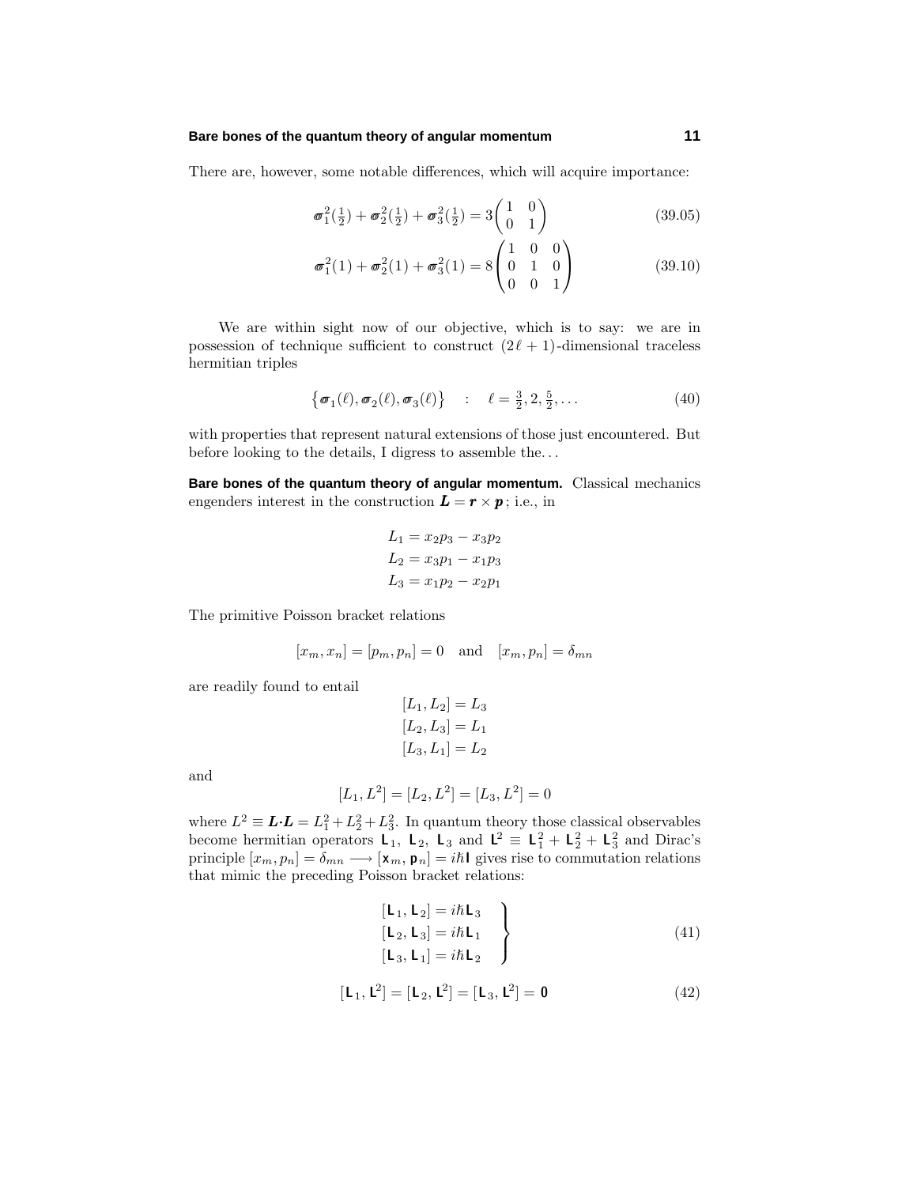There are, however, some notable differences, which will acquire importance:

$$\boldsymbol{\sigma}_1^2(\tfrac{1}{2}) + \boldsymbol{\sigma}_2^2(\tfrac{1}{2}) + \boldsymbol{\sigma}_3^2(\tfrac{1}{2}) = 3\begin{pmatrix} 1 & 0 \\ 0 & 1 \end{pmatrix} \tag{39.05}$$

$$\boldsymbol{\sigma}_1^2(1) + \boldsymbol{\sigma}_2^2(1) + \boldsymbol{\sigma}_3^2(1) = 8\begin{pmatrix} 1 & 0 & 0 \\ 0 & 1 & 0 \\ 0 & 0 & 1 \end{pmatrix} \tag{39.10}$$

We are within sight now of our objective, which is to say: we are in possession of technique sufficient to construct $(2\ell+1)$-dimensional traceless hermitian triples

$$\big\{\boldsymbol{\sigma}_1(\ell), \boldsymbol{\sigma}_2(\ell), \boldsymbol{\sigma}_3(\ell)\big\} \quad : \quad \ell = \tfrac{3}{2}, 2, \tfrac{5}{2}, \ldots \tag{40}$$

with properties that represent natural extensions of those just encountered. But before looking to the details, I digress to assemble the...

**Bare bones of the quantum theory of angular momentum.** Classical mechanics engenders interest in the construction $\boldsymbol{L} = \boldsymbol{r}\times\boldsymbol{p}$; i.e., in

$$\begin{aligned} L_1 &= x_2p_3 - x_3p_2 \\ L_2 &= x_3p_1 - x_1p_3 \\ L_3 &= x_1p_2 - x_2p_1 \end{aligned}$$

The primitive Poisson bracket relations

$$[x_m, x_n] = [p_m, p_n] = 0 \quad \text{and} \quad [x_m, p_n] = \delta_{mn}$$

are readily found to entail

$$\begin{aligned} [L_1, L_2] &= L_3 \\ [L_2, L_3] &= L_1 \\ [L_3, L_1] &= L_2 \end{aligned}$$

and

$$[L_1, L^2] = [L_2, L^2] = [L_3, L^2] = 0$$

where $L^2 \equiv \boldsymbol{L}\cdot\boldsymbol{L} = L_1^2 + L_2^2 + L_3^2$. In quantum theory those classical observables become hermitian operators $\mathsf{L}_1$, $\mathsf{L}_2$, $\mathsf{L}_3$ and $\mathsf{L}^2 \equiv \mathsf{L}_1^2 + \mathsf{L}_2^2 + \mathsf{L}_3^2$ and Dirac's principle $[x_m, p_n] = \delta_{mn} \longrightarrow [\mathsf{x}_m, \mathsf{p}_n] = i\hbar\mathsf{I}$ gives rise to commutation relations that mimic the preceding Poisson bracket relations:

$$\left.\begin{aligned} [\mathsf{L}_1, \mathsf{L}_2] &= i\hbar\mathsf{L}_3 \\ [\mathsf{L}_2, \mathsf{L}_3] &= i\hbar\mathsf{L}_1 \\ [\mathsf{L}_3, \mathsf{L}_1] &= i\hbar\mathsf{L}_2 \end{aligned}\right\} \tag{41}$$

$$[\mathsf{L}_1, \mathsf{L}^2] = [\mathsf{L}_2, \mathsf{L}^2] = [\mathsf{L}_3, \mathsf{L}^2] = \mathbf{0} \tag{42}$$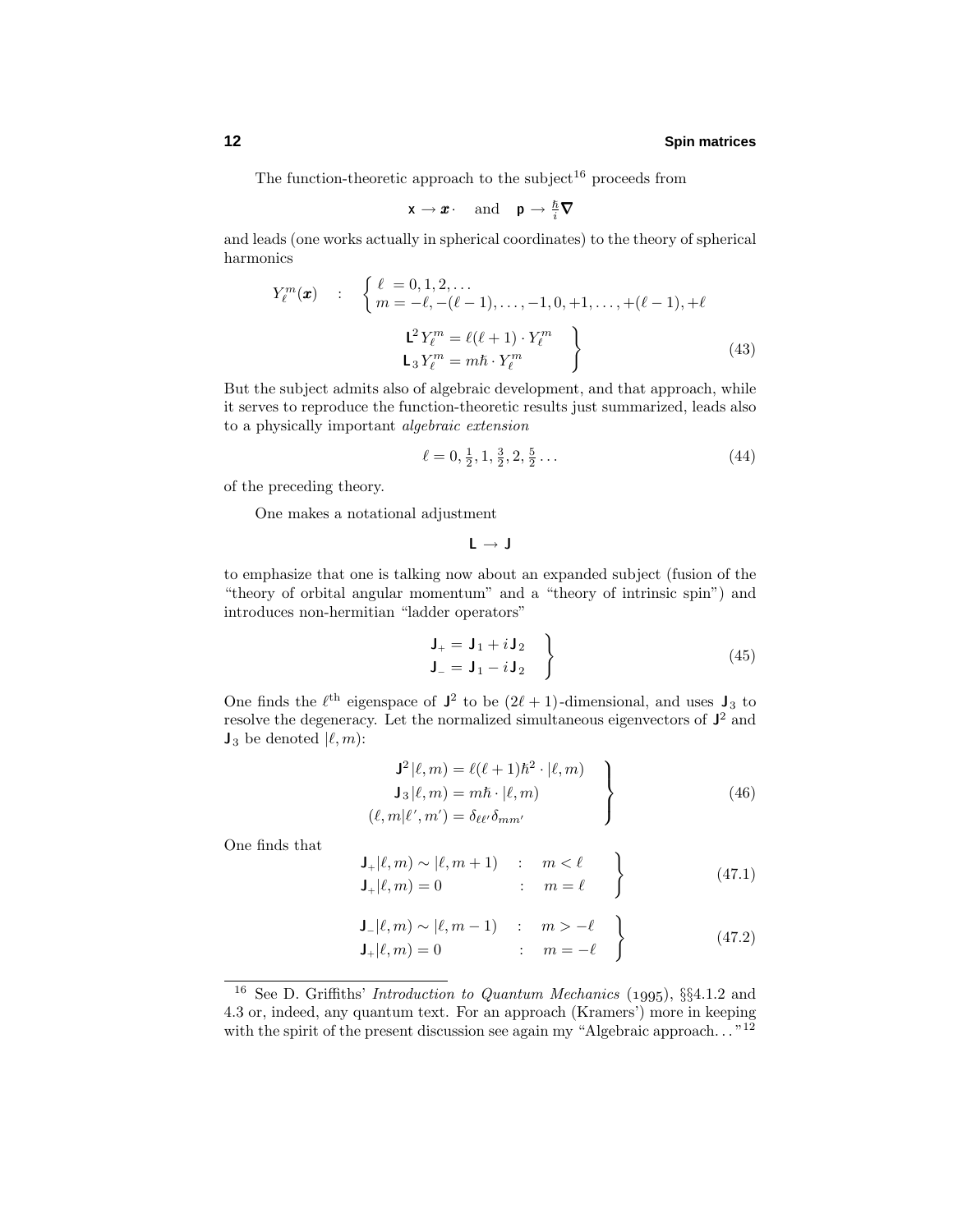The function-theoretic approach to the subject[16] proceeds from

$$\mathsf{x} \to \boldsymbol{x}\cdot \quad \text{and} \quad \mathsf{p} \to \tfrac{\hbar}{i}\boldsymbol{\nabla}$$

and leads (one works actually in spherical coordinates) to the theory of spherical harmonics

$$Y_\ell^m(\boldsymbol{x}) \quad : \quad \left\{ \begin{array}{l} \ell \; = 0, 1, 2, \ldots \\ m = -\ell, -(\ell-1), \ldots, -1, 0, +1, \ldots, +(\ell-1), +\ell \end{array} \right.$$

$$\left.\begin{array}{l} \mathsf{L}^2 Y_\ell^m = \ell(\ell+1)\cdot Y_\ell^m \\ \mathsf{L}_3 Y_\ell^m = m\hbar \cdot Y_\ell^m \end{array}\right\} \tag{43}$$

But the subject admits also of algebraic development, and that approach, while it serves to reproduce the function-theoretic results just summarized, leads also to a physically important *algebraic extension*

$$\ell = 0, \tfrac{1}{2}, 1, \tfrac{3}{2}, 2, \tfrac{5}{2}\ldots \tag{44}$$

of the preceding theory.

One makes a notational adjustment

$$\mathsf{L} \to \mathsf{J}$$

to emphasize that one is talking now about an expanded subject (fusion of the "theory of orbital angular momentum" and a "theory of intrinsic spin") and introduces non-hermitian "ladder operators"

$$\left.\begin{array}{l} \mathsf{J}_+ = \mathsf{J}_1 + i\,\mathsf{J}_2 \\ \mathsf{J}_- = \mathsf{J}_1 - i\,\mathsf{J}_2 \end{array}\right\} \tag{45}$$

One finds the $\ell^{\text{th}}$ eigenspace of $\mathsf{J}^2$ to be $(2\ell+1)$-dimensional, and uses $\mathsf{J}_3$ to resolve the degeneracy. Let the normalized simultaneous eigenvectors of $\mathsf{J}^2$ and $\mathsf{J}_3$ be denoted $|\ell, m)$:

$$\left.\begin{array}{r} \mathsf{J}^2\,|\ell,m) = \ell(\ell+1)\hbar^2\cdot|\ell,m) \\ \mathsf{J}_3\,|\ell,m) = m\hbar\cdot|\ell,m) \\ (\ell,m|\ell',m') = \delta_{\ell\ell'}\delta_{mm'} \end{array}\right\} \tag{46}$$

One finds that

$$\left.\begin{array}{lcl} \mathsf{J}_+|\ell,m) \sim |\ell,m+1) & : & m < \ell \\ \mathsf{J}_+|\ell,m) = 0 & : & m = \ell \end{array}\right\} \tag{47.1}$$

$$\left.\begin{array}{lcl} \mathsf{J}_-|\ell,m) \sim |\ell,m-1) & : & m > -\ell \\ \mathsf{J}_+|\ell,m) = 0 & : & m = -\ell \end{array}\right\} \tag{47.2}$$

[16] See D. Griffiths' *Introduction to Quantum Mechanics* (1995), §§4.1.2 and 4.3 or, indeed, any quantum text. For an approach (Kramers') more in keeping with the spirit of the present discussion see again my "Algebraic approach..."[12]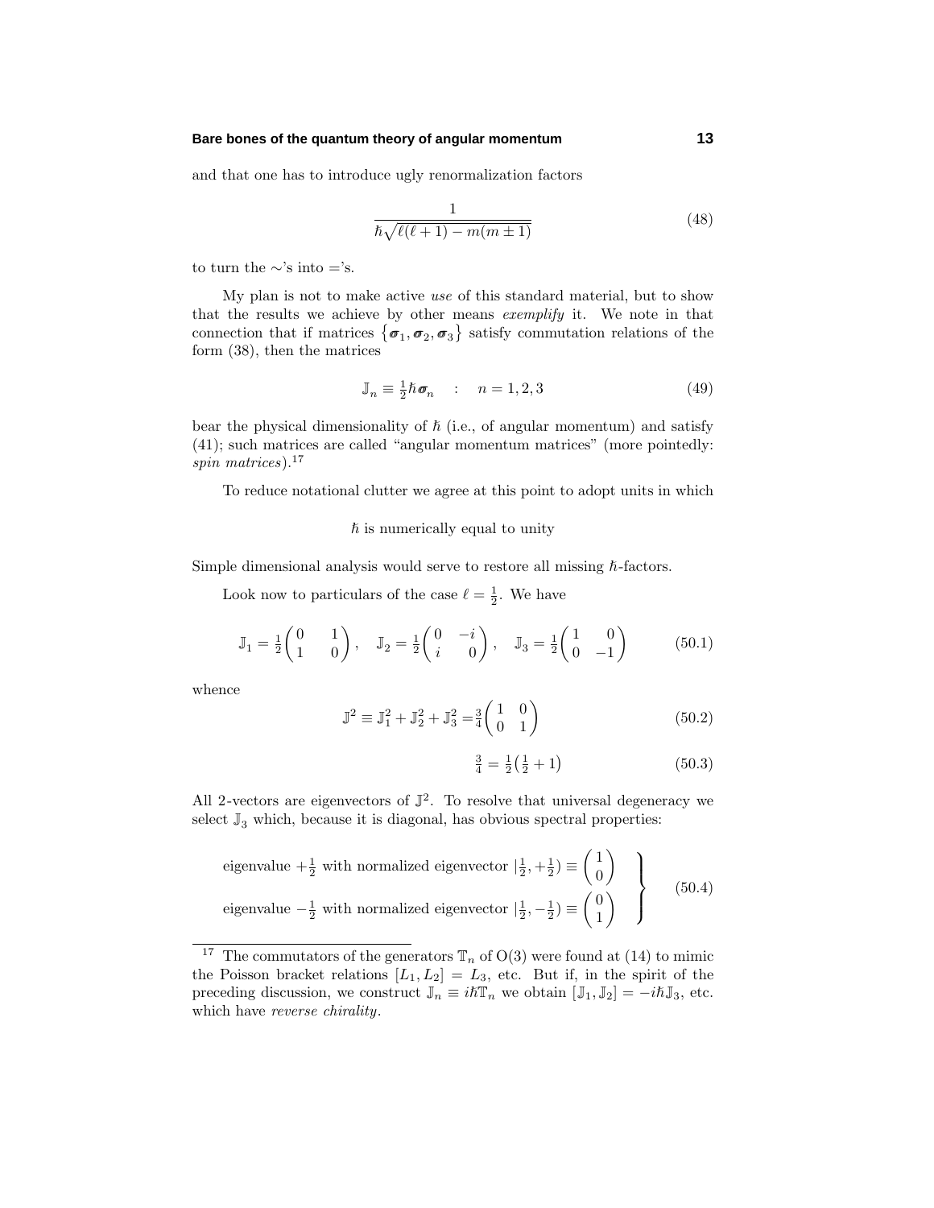and that one has to introduce ugly renormalization factors

$$\frac{1}{\hbar\sqrt{\ell(\ell+1)-m(m\pm 1)}} \tag{48}$$

to turn the ∼'s into ='s.

My plan is not to make active *use* of this standard material, but to show that the results we achieve by other means *exemplify* it. We note in that connection that if matrices $\{\boldsymbol{\sigma}_1, \boldsymbol{\sigma}_2, \boldsymbol{\sigma}_3\}$ satisfy commutation relations of the form (38), then the matrices

$$\mathbb{J}_n \equiv \tfrac{1}{2}\hbar\boldsymbol{\sigma}_n \quad : \quad n = 1, 2, 3 \tag{49}$$

bear the physical dimensionality of $\hbar$ (i.e., of angular momentum) and satisfy (41); such matrices are called "angular momentum matrices" (more pointedly: *spin matrices*).[17]

To reduce notational clutter we agree at this point to adopt units in which

$\hbar$ is numerically equal to unity

Simple dimensional analysis would serve to restore all missing $\hbar$-factors.

Look now to particulars of the case $\ell = \frac{1}{2}$. We have

$$\mathbb{J}_1 = \tfrac{1}{2}\begin{pmatrix} 0 & 1 \\ 1 & 0 \end{pmatrix}, \quad \mathbb{J}_2 = \tfrac{1}{2}\begin{pmatrix} 0 & -i \\ i & 0 \end{pmatrix}, \quad \mathbb{J}_3 = \tfrac{1}{2}\begin{pmatrix} 1 & 0 \\ 0 & -1 \end{pmatrix} \tag{50.1}$$

whence

$$\mathbb{J}^2 \equiv \mathbb{J}_1^2 + \mathbb{J}_2^2 + \mathbb{J}_3^2 = \tfrac{3}{4}\begin{pmatrix} 1 & 0 \\ 0 & 1 \end{pmatrix} \tag{50.2}$$

$$\tfrac{3}{4} = \tfrac{1}{2}\left(\tfrac{1}{2}+1\right) \tag{50.3}$$

All 2-vectors are eigenvectors of $\mathbb{J}^2$. To resolve that universal degeneracy we select $\mathbb{J}_3$ which, because it is diagonal, has obvious spectral properties:

$$\left.\begin{array}{l} \text{eigenvalue } +\tfrac{1}{2} \text{ with normalized eigenvector } |\tfrac{1}{2}, +\tfrac{1}{2}) \equiv \begin{pmatrix} 1 \\ 0 \end{pmatrix} \\ \text{eigenvalue } -\tfrac{1}{2} \text{ with normalized eigenvector } |\tfrac{1}{2}, -\tfrac{1}{2}) \equiv \begin{pmatrix} 0 \\ 1 \end{pmatrix} \end{array}\right\} \tag{50.4}$$

---

[17] The commutators of the generators $\mathbb{T}_n$ of O(3) were found at (14) to mimic the Poisson bracket relations $[L_1, L_2] = L_3$, etc. But if, in the spirit of the preceding discussion, we construct $\mathbb{J}_n \equiv i\hbar\mathbb{T}_n$ we obtain $[\mathbb{J}_1, \mathbb{J}_2] = -i\hbar\mathbb{J}_3$, etc. which have *reverse chirality*.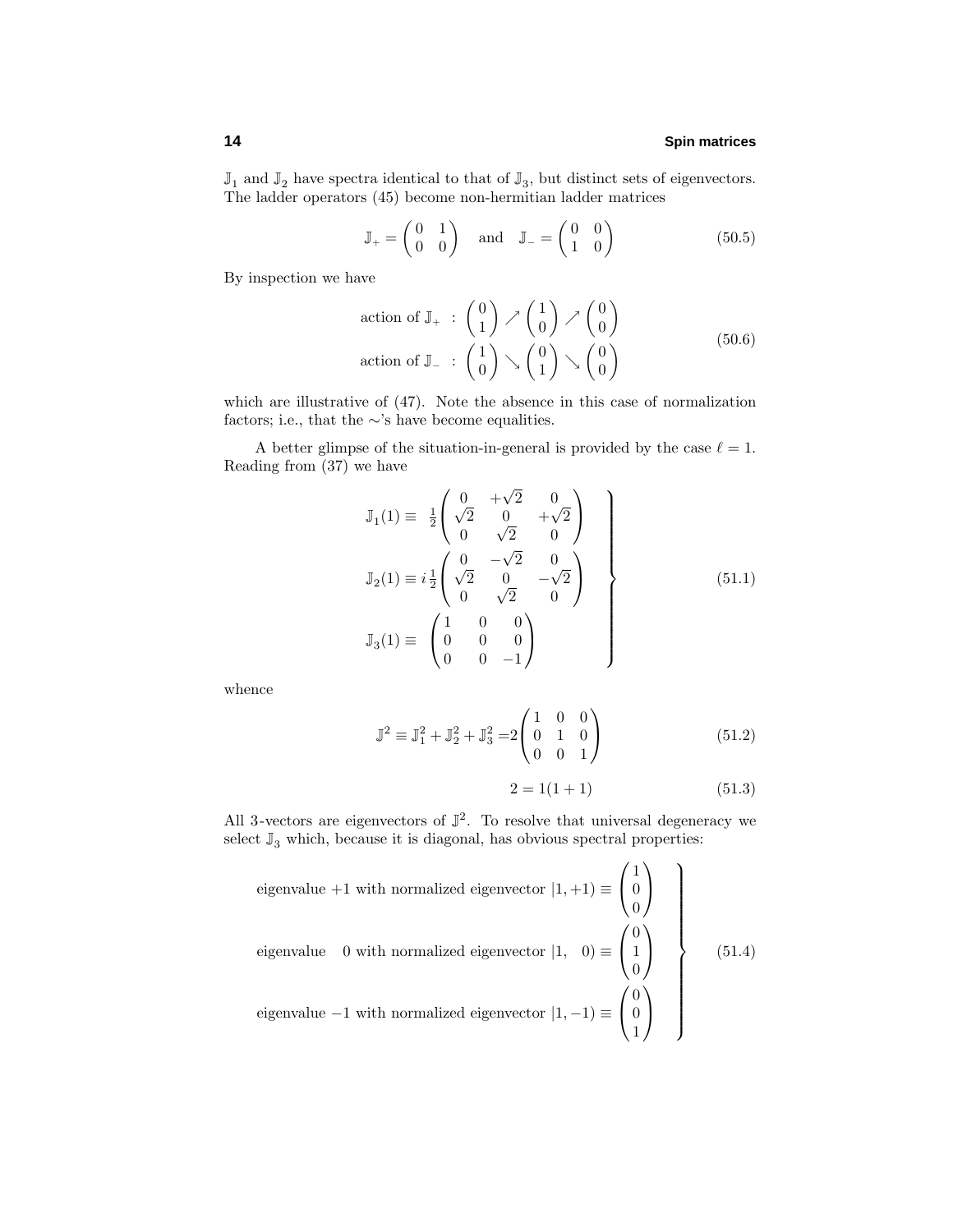$\mathbb{J}_1$ and $\mathbb{J}_2$ have spectra identical to that of $\mathbb{J}_3$, but distinct sets of eigenvectors. The ladder operators (45) become non-hermitian ladder matrices

$$\mathbb{J}_+ = \begin{pmatrix} 0 & 1 \\ 0 & 0 \end{pmatrix} \quad \text{and} \quad \mathbb{J}_- = \begin{pmatrix} 0 & 0 \\ 1 & 0 \end{pmatrix} \tag{50.5}$$

By inspection we have

$$\begin{aligned} &\text{action of } \mathbb{J}_+ \;:\; \begin{pmatrix} 0 \\ 1 \end{pmatrix} \nearrow \begin{pmatrix} 1 \\ 0 \end{pmatrix} \nearrow \begin{pmatrix} 0 \\ 0 \end{pmatrix} \\ &\text{action of } \mathbb{J}_- \;:\; \begin{pmatrix} 1 \\ 0 \end{pmatrix} \searrow \begin{pmatrix} 0 \\ 1 \end{pmatrix} \searrow \begin{pmatrix} 0 \\ 0 \end{pmatrix} \end{aligned} \tag{50.6}$$

which are illustrative of (47). Note the absence in this case of normalization factors; i.e., that the $\sim$'s have become equalities.

A better glimpse of the situation-in-general is provided by the case $\ell = 1$. Reading from (37) we have

$$\left.\begin{aligned} \mathbb{J}_1(1) &\equiv \tfrac{1}{2}\begin{pmatrix} 0 & +\sqrt{2} & 0 \\ \sqrt{2} & 0 & +\sqrt{2} \\ 0 & \sqrt{2} & 0 \end{pmatrix} \\ \mathbb{J}_2(1) &\equiv i\,\tfrac{1}{2}\begin{pmatrix} 0 & -\sqrt{2} & 0 \\ \sqrt{2} & 0 & -\sqrt{2} \\ 0 & \sqrt{2} & 0 \end{pmatrix} \\ \mathbb{J}_3(1) &\equiv \begin{pmatrix} 1 & 0 & 0 \\ 0 & 0 & 0 \\ 0 & 0 & -1 \end{pmatrix} \end{aligned}\right\} \tag{51.1}$$

whence

$$\mathbb{J}^2 \equiv \mathbb{J}_1^2 + \mathbb{J}_2^2 + \mathbb{J}_3^2 = 2\begin{pmatrix} 1 & 0 & 0 \\ 0 & 1 & 0 \\ 0 & 0 & 1 \end{pmatrix} \tag{51.2}$$

$$2 = 1(1+1) \tag{51.3}$$

All 3-vectors are eigenvectors of $\mathbb{J}^2$. To resolve that universal degeneracy we select $\mathbb{J}_3$ which, because it is diagonal, has obvious spectral properties:

$$\left.\begin{aligned} &\text{eigenvalue } +1 \text{ with normalized eigenvector } |1,+1) \equiv \begin{pmatrix} 1 \\ 0 \\ 0 \end{pmatrix} \\ &\text{eigenvalue } \;\;\, 0 \text{ with normalized eigenvector } |1,\;\;\,0) \equiv \begin{pmatrix} 0 \\ 1 \\ 0 \end{pmatrix} \\ &\text{eigenvalue } -1 \text{ with normalized eigenvector } |1,-1) \equiv \begin{pmatrix} 0 \\ 0 \\ 1 \end{pmatrix} \end{aligned}\right\} \tag{51.4}$$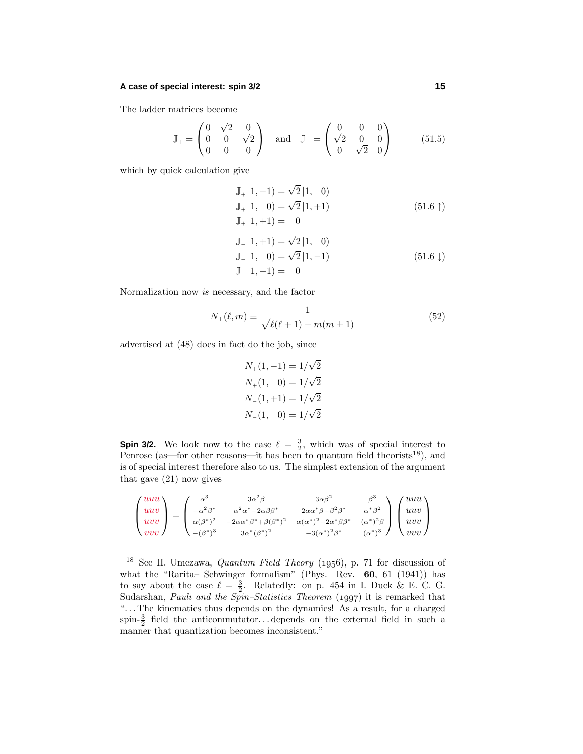The ladder matrices become

$$\mathbb{J}_+ = \begin{pmatrix} 0 & \sqrt{2} & 0 \\ 0 & 0 & \sqrt{2} \\ 0 & 0 & 0 \end{pmatrix} \quad \text{and} \quad \mathbb{J}_- = \begin{pmatrix} 0 & 0 & 0 \\ \sqrt{2} & 0 & 0 \\ 0 & \sqrt{2} & 0 \end{pmatrix} \tag{51.5}$$

which by quick calculation give

$$\begin{aligned} \mathbb{J}_+ \,|1,-1) &= \sqrt{2}\,|1,\ \ 0) \\ \mathbb{J}_+ \,|1,\ \ 0) &= \sqrt{2}\,|1,+1) \\ \mathbb{J}_+ \,|1,+1) &= \ \ 0 \end{aligned} \tag{51.6 $\uparrow$}$$

$$\begin{aligned} \mathbb{J}_- \,|1,+1) &= \sqrt{2}\,|1,\ \ 0) \\ \mathbb{J}_- \,|1,\ \ 0) &= \sqrt{2}\,|1,-1) \\ \mathbb{J}_- \,|1,-1) &= \ \ 0 \end{aligned} \tag{51.6 $\downarrow$}$$

Normalization now *is* necessary, and the factor

$$N_\pm(\ell,m) \equiv \frac{1}{\sqrt{\ell(\ell+1) - m(m\pm 1)}} \tag{52}$$

advertised at (48) does in fact do the job, since

$$\begin{aligned} N_+(1,-1) &= 1/\sqrt{2} \\ N_+(1,\ \ 0) &= 1/\sqrt{2} \\ N_-(1,+1) &= 1/\sqrt{2} \\ N_-(1,\ \ 0) &= 1/\sqrt{2} \end{aligned}$$

**Spin 3/2.** We look now to the case $\ell = \frac{3}{2}$, which was of special interest to Penrose (as—for other reasons—it has been to quantum field theorists[18]), and is of special interest therefore also to us. The simplest extension of the argument that gave (21) now gives

$$\begin{pmatrix} uuu \\ uuv \\ uvv \\ vvv \end{pmatrix} = \begin{pmatrix} \alpha^3 & 3\alpha^2\beta & 3\alpha\beta^2 & \beta^3 \\ -\alpha^2\beta^* & \alpha^2\alpha^* - 2\alpha\beta\beta^* & 2\alpha\alpha^*\beta - \beta^2\beta^* & \alpha^*\beta^2 \\ \alpha(\beta^*)^2 & -2\alpha\alpha^*\beta^* + \beta(\beta^*)^2 & \alpha(\alpha^*)^2 - 2\alpha^*\beta\beta^* & (\alpha^*)^2\beta \\ -(\beta^*)^3 & 3\alpha^*(\beta^*)^2 & -3(\alpha^*)^2\beta^* & (\alpha^*)^3 \end{pmatrix} \begin{pmatrix} uuu \\ uuv \\ uvv \\ vvv \end{pmatrix}$$

---

[18] See H. Umezawa, *Quantum Field Theory* (1956), p. 71 for discussion of what the "Rarita– Schwinger formalism" (Phys. Rev. **60**, 61 (1941)) has to say about the case $\ell = \frac{3}{2}$. Relatedly: on p. 454 in I. Duck & E. C. G. Sudarshan, *Pauli and the Spin–Statistics Theorem* (1997) it is remarked that "...The kinematics thus depends on the dynamics! As a result, for a charged spin-$\frac{3}{2}$ field the anticommutator...depends on the external field in such a manner that quantization becomes inconsistent."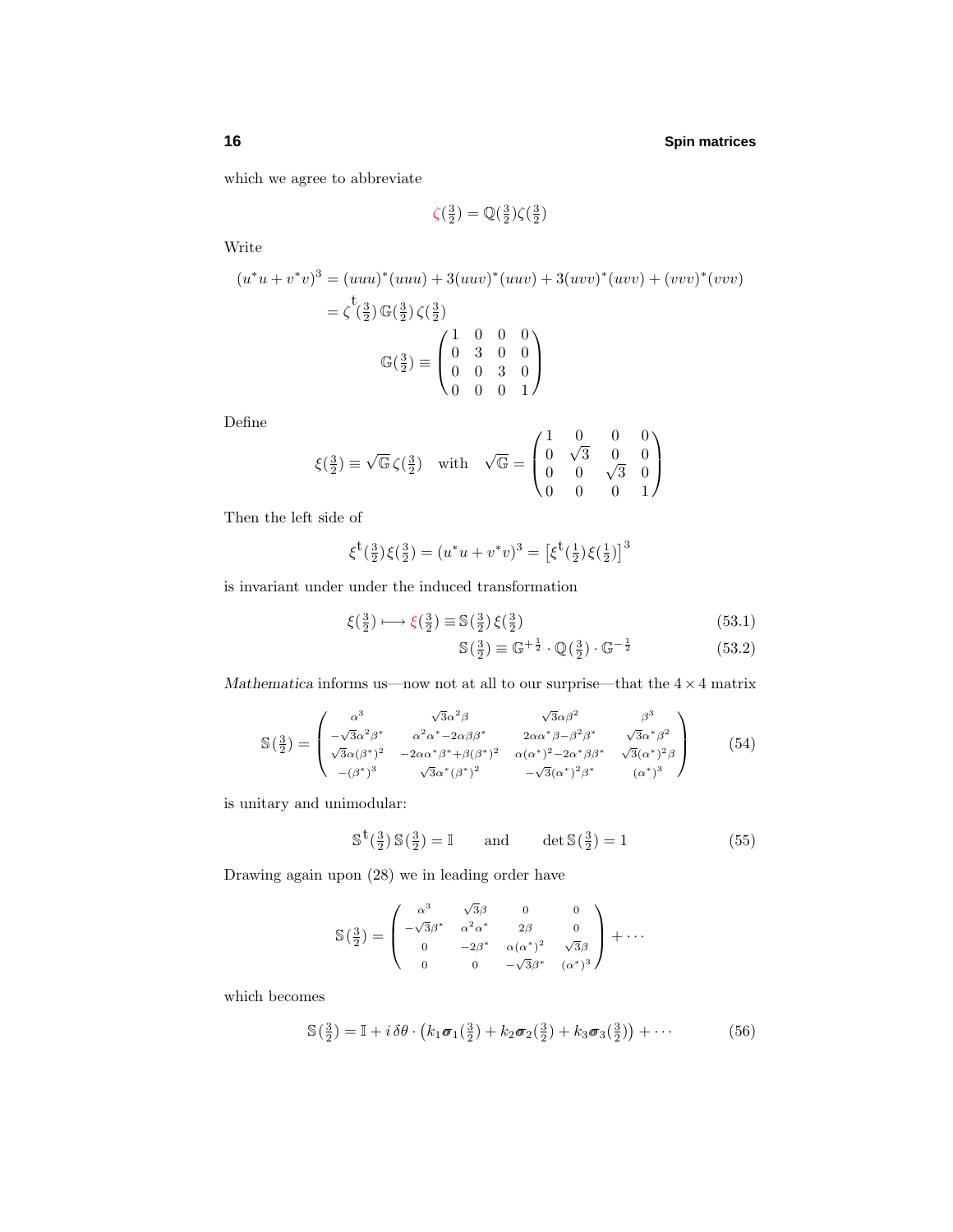which we agree to abbreviate

$$\zeta(\tfrac{3}{2}) = \mathbb{Q}(\tfrac{3}{2})\zeta(\tfrac{3}{2})$$

Write

$$\begin{aligned}
(u^*u + v^*v)^3 &= (uuu)^*(uuu) + 3(uuv)^*(uuv) + 3(uvv)^*(uvv) + (vvv)^*(vvv) \\
&= \zeta^{\mathsf{t}}(\tfrac{3}{2})\,\mathbb{G}(\tfrac{3}{2})\,\zeta(\tfrac{3}{2}) \\
&\qquad \mathbb{G}(\tfrac{3}{2}) \equiv \begin{pmatrix} 1 & 0 & 0 & 0 \\ 0 & 3 & 0 & 0 \\ 0 & 0 & 3 & 0 \\ 0 & 0 & 0 & 1 \end{pmatrix}
\end{aligned}$$

Define

$$\xi(\tfrac{3}{2}) \equiv \sqrt{\mathbb{G}}\,\zeta(\tfrac{3}{2}) \quad \text{with} \quad \sqrt{\mathbb{G}} = \begin{pmatrix} 1 & 0 & 0 & 0 \\ 0 & \sqrt{3} & 0 & 0 \\ 0 & 0 & \sqrt{3} & 0 \\ 0 & 0 & 0 & 1 \end{pmatrix}$$

Then the left side of

$$\xi^{\mathsf{t}}(\tfrac{3}{2})\xi(\tfrac{3}{2}) = (u^*u + v^*v)^3 = \left[\xi^{\mathsf{t}}(\tfrac{1}{2})\xi(\tfrac{1}{2})\right]^3$$

is invariant under under the induced transformation

$$\xi(\tfrac{3}{2}) \longmapsto \xi(\tfrac{3}{2}) \equiv \mathbb{S}(\tfrac{3}{2})\,\xi(\tfrac{3}{2}) \tag{53.1}$$

$$\mathbb{S}(\tfrac{3}{2}) \equiv \mathbb{G}^{+\frac{1}{2}} \cdot \mathbb{Q}(\tfrac{3}{2}) \cdot \mathbb{G}^{-\frac{1}{2}} \tag{53.2}$$

*Mathematica* informs us—now not at all to our surprise—that the $4 \times 4$ matrix

$$\mathbb{S}(\tfrac{3}{2}) = \begin{pmatrix} \alpha^3 & \sqrt{3}\alpha^2\beta & \sqrt{3}\alpha\beta^2 & \beta^3 \\ -\sqrt{3}\alpha^2\beta^* & \alpha^2\alpha^* - 2\alpha\beta\beta^* & 2\alpha\alpha^*\beta - \beta^2\beta^* & \sqrt{3}\alpha^*\beta^2 \\ \sqrt{3}\alpha(\beta^*)^2 & -2\alpha\alpha^*\beta^* + \beta(\beta^*)^2 & \alpha(\alpha^*)^2 - 2\alpha^*\beta\beta^* & \sqrt{3}(\alpha^*)^2\beta \\ -(\beta^*)^3 & \sqrt{3}\alpha^*(\beta^*)^2 & -\sqrt{3}(\alpha^*)^2\beta^* & (\alpha^*)^3 \end{pmatrix} \tag{54}$$

is unitary and unimodular:

$$\mathbb{S}^{\mathsf{t}}(\tfrac{3}{2})\,\mathbb{S}(\tfrac{3}{2}) = \mathbb{I} \qquad \text{and} \qquad \det \mathbb{S}(\tfrac{3}{2}) = 1 \tag{55}$$

Drawing again upon (28) we in leading order have

$$\mathbb{S}(\tfrac{3}{2}) = \begin{pmatrix} \alpha^3 & \sqrt{3}\beta & 0 & 0 \\ -\sqrt{3}\beta^* & \alpha^2\alpha^* & 2\beta & 0 \\ 0 & -2\beta^* & \alpha(\alpha^*)^2 & \sqrt{3}\beta \\ 0 & 0 & -\sqrt{3}\beta^* & (\alpha^*)^3 \end{pmatrix} + \cdots$$

which becomes

$$\mathbb{S}(\tfrac{3}{2}) = \mathbb{I} + i\,\delta\theta \cdot \left(k_1\boldsymbol{\sigma}_1(\tfrac{3}{2}) + k_2\boldsymbol{\sigma}_2(\tfrac{3}{2}) + k_3\boldsymbol{\sigma}_3(\tfrac{3}{2})\right) + \cdots \tag{56}$$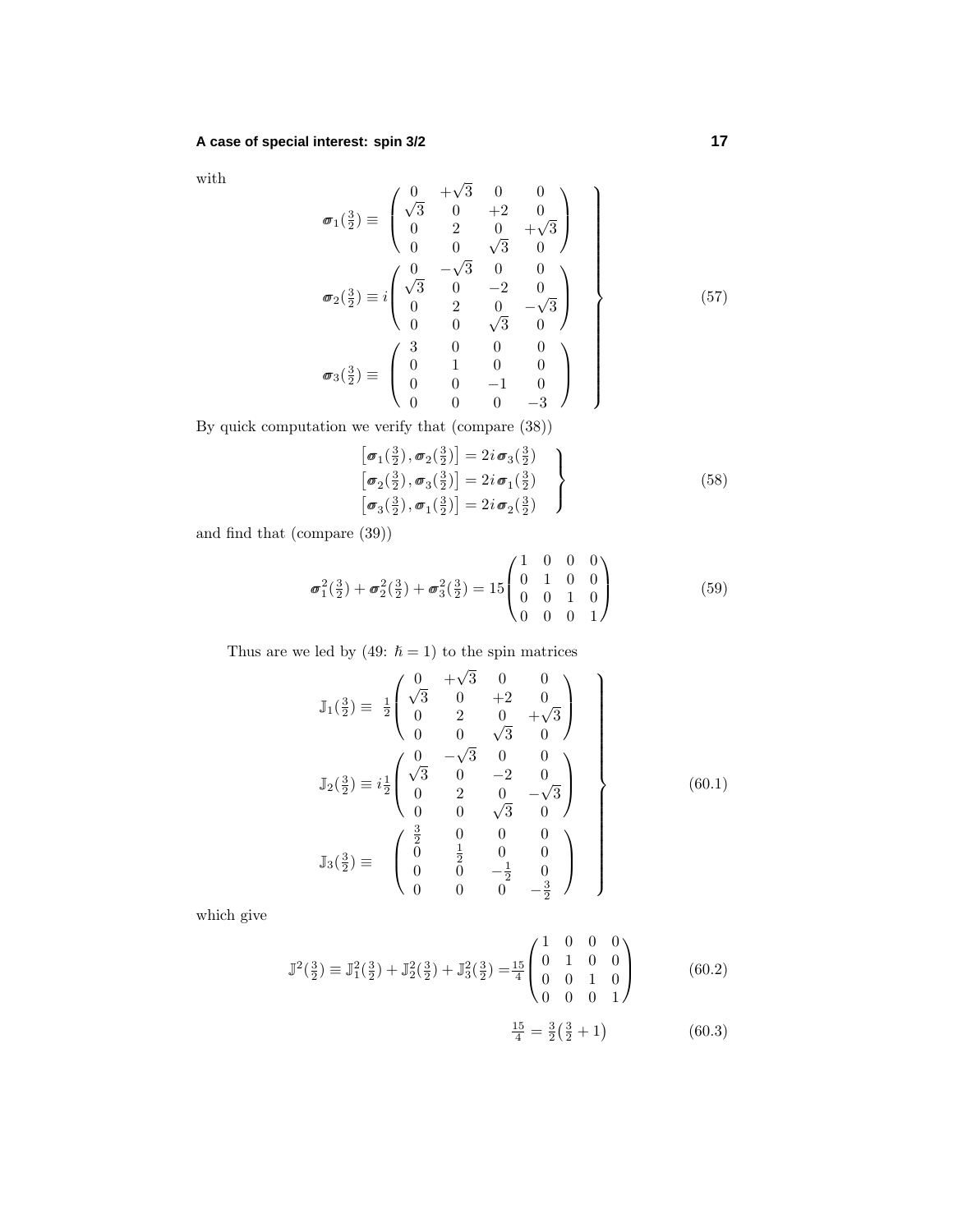with

$$
\left.
\begin{aligned}
\boldsymbol{\sigma}_1(\tfrac{3}{2}) &\equiv \begin{pmatrix} 0 & +\sqrt{3} & 0 & 0 \\ \sqrt{3} & 0 & +2 & 0 \\ 0 & 2 & 0 & +\sqrt{3} \\ 0 & 0 & \sqrt{3} & 0 \end{pmatrix} \\
\boldsymbol{\sigma}_2(\tfrac{3}{2}) &\equiv i \begin{pmatrix} 0 & -\sqrt{3} & 0 & 0 \\ \sqrt{3} & 0 & -2 & 0 \\ 0 & 2 & 0 & -\sqrt{3} \\ 0 & 0 & \sqrt{3} & 0 \end{pmatrix} \\
\boldsymbol{\sigma}_3(\tfrac{3}{2}) &\equiv \begin{pmatrix} 3 & 0 & 0 & 0 \\ 0 & 1 & 0 & 0 \\ 0 & 0 & -1 & 0 \\ 0 & 0 & 0 & -3 \end{pmatrix}
\end{aligned}
\right\} \tag{57}
$$

By quick computation we verify that (compare (38))

$$
\left.
\begin{aligned}
\big[\boldsymbol{\sigma}_1(\tfrac{3}{2}), \boldsymbol{\sigma}_2(\tfrac{3}{2})\big] &= 2i\,\boldsymbol{\sigma}_3(\tfrac{3}{2}) \\
\big[\boldsymbol{\sigma}_2(\tfrac{3}{2}), \boldsymbol{\sigma}_3(\tfrac{3}{2})\big] &= 2i\,\boldsymbol{\sigma}_1(\tfrac{3}{2}) \\
\big[\boldsymbol{\sigma}_3(\tfrac{3}{2}), \boldsymbol{\sigma}_1(\tfrac{3}{2})\big] &= 2i\,\boldsymbol{\sigma}_2(\tfrac{3}{2})
\end{aligned}
\right\} \tag{58}
$$

and find that (compare (39))

$$
\boldsymbol{\sigma}_1^2(\tfrac{3}{2}) + \boldsymbol{\sigma}_2^2(\tfrac{3}{2}) + \boldsymbol{\sigma}_3^2(\tfrac{3}{2}) = 15 \begin{pmatrix} 1 & 0 & 0 & 0 \\ 0 & 1 & 0 & 0 \\ 0 & 0 & 1 & 0 \\ 0 & 0 & 0 & 1 \end{pmatrix} \tag{59}
$$

Thus are we led by (49: $\hbar = 1$) to the spin matrices

$$
\left.
\begin{aligned}
\mathbb{J}_1(\tfrac{3}{2}) &\equiv \tfrac{1}{2} \begin{pmatrix} 0 & +\sqrt{3} & 0 & 0 \\ \sqrt{3} & 0 & +2 & 0 \\ 0 & 2 & 0 & +\sqrt{3} \\ 0 & 0 & \sqrt{3} & 0 \end{pmatrix} \\
\mathbb{J}_2(\tfrac{3}{2}) &\equiv i\tfrac{1}{2} \begin{pmatrix} 0 & -\sqrt{3} & 0 & 0 \\ \sqrt{3} & 0 & -2 & 0 \\ 0 & 2 & 0 & -\sqrt{3} \\ 0 & 0 & \sqrt{3} & 0 \end{pmatrix} \\
\mathbb{J}_3(\tfrac{3}{2}) &\equiv \begin{pmatrix} \tfrac{3}{2} & 0 & 0 & 0 \\ 0 & \tfrac{1}{2} & 0 & 0 \\ 0 & 0 & -\tfrac{1}{2} & 0 \\ 0 & 0 & 0 & -\tfrac{3}{2} \end{pmatrix}
\end{aligned}
\right\} \tag{60.1}
$$

which give

$$
\mathbb{J}^2(\tfrac{3}{2}) \equiv \mathbb{J}_1^2(\tfrac{3}{2}) + \mathbb{J}_2^2(\tfrac{3}{2}) + \mathbb{J}_3^2(\tfrac{3}{2}) = \tfrac{15}{4} \begin{pmatrix} 1 & 0 & 0 & 0 \\ 0 & 1 & 0 & 0 \\ 0 & 0 & 1 & 0 \\ 0 & 0 & 0 & 1 \end{pmatrix} \tag{60.2}
$$

$$
\tfrac{15}{4} = \tfrac{3}{2}\big(\tfrac{3}{2} + 1\big) \tag{60.3}
$$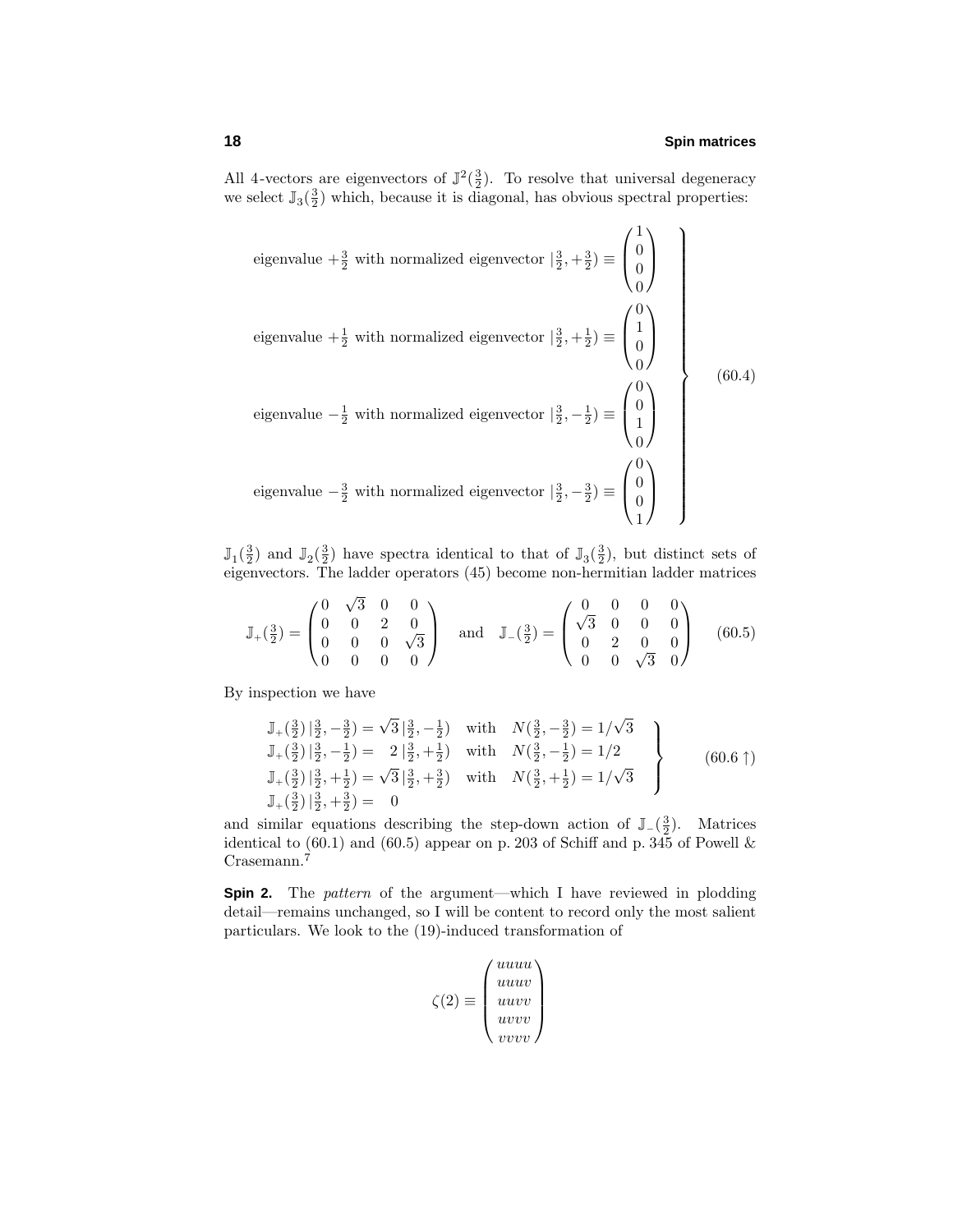All 4-vectors are eigenvectors of $\mathbb{J}^2(\frac{3}{2})$. To resolve that universal degeneracy we select $\mathbb{J}_3(\frac{3}{2})$ which, because it is diagonal, has obvious spectral properties:

$$
\left.
\begin{array}{l}
\text{eigenvalue } +\frac{3}{2} \text{ with normalized eigenvector } |\frac{3}{2},+\frac{3}{2}) \equiv \begin{pmatrix}1\\0\\0\\0\end{pmatrix}\\[2ex]
\text{eigenvalue } +\frac{1}{2} \text{ with normalized eigenvector } |\frac{3}{2},+\frac{1}{2}) \equiv \begin{pmatrix}0\\1\\0\\0\end{pmatrix}\\[2ex]
\text{eigenvalue } -\frac{1}{2} \text{ with normalized eigenvector } |\frac{3}{2},-\frac{1}{2}) \equiv \begin{pmatrix}0\\0\\1\\0\end{pmatrix}\\[2ex]
\text{eigenvalue } -\frac{3}{2} \text{ with normalized eigenvector } |\frac{3}{2},-\frac{3}{2}) \equiv \begin{pmatrix}0\\0\\0\\1\end{pmatrix}
\end{array}
\right\}
\tag{60.4}
$$

$\mathbb{J}_1(\frac{3}{2})$ and $\mathbb{J}_2(\frac{3}{2})$ have spectra identical to that of $\mathbb{J}_3(\frac{3}{2})$, but distinct sets of eigenvectors. The ladder operators (45) become non-hermitian ladder matrices

$$
\mathbb{J}_+(\tfrac{3}{2}) = \begin{pmatrix} 0 & \sqrt{3} & 0 & 0\\ 0 & 0 & 2 & 0\\ 0 & 0 & 0 & \sqrt{3}\\ 0 & 0 & 0 & 0 \end{pmatrix} \quad \text{and} \quad \mathbb{J}_-(\tfrac{3}{2}) = \begin{pmatrix} 0 & 0 & 0 & 0\\ \sqrt{3} & 0 & 0 & 0\\ 0 & 2 & 0 & 0\\ 0 & 0 & \sqrt{3} & 0 \end{pmatrix} \tag{60.5}
$$

By inspection we have

$$
\left.
\begin{array}{ll}
\mathbb{J}_+(\frac{3}{2})\,|\frac{3}{2},-\frac{3}{2}) = \sqrt{3}\,|\frac{3}{2},-\frac{1}{2}) & \text{with}\quad N(\frac{3}{2},-\frac{3}{2}) = 1/\sqrt{3}\\
\mathbb{J}_+(\frac{3}{2})\,|\frac{3}{2},-\frac{1}{2}) = \ \ 2\,|\frac{3}{2},+\frac{1}{2}) & \text{with}\quad N(\frac{3}{2},-\frac{1}{2}) = 1/2\\
\mathbb{J}_+(\frac{3}{2})\,|\frac{3}{2},+\frac{1}{2}) = \sqrt{3}\,|\frac{3}{2},+\frac{3}{2}) & \text{with}\quad N(\frac{3}{2},+\frac{1}{2}) = 1/\sqrt{3}\\
\mathbb{J}_+(\frac{3}{2})\,|\frac{3}{2},+\frac{3}{2}) = \ \ 0 &
\end{array}
\right\}
\tag{60.6 $\uparrow$}
$$

and similar equations describing the step-down action of $\mathbb{J}_-(\frac{3}{2})$. Matrices identical to (60.1) and (60.5) appear on p. 203 of Schiff and p. 345 of Powell & Crasemann.[7]

**Spin 2.** The *pattern* of the argument—which I have reviewed in plodding detail—remains unchanged, so I will be content to record only the most salient particulars. We look to the (19)-induced transformation of

$$
\zeta(2) \equiv \begin{pmatrix} uuuu\\ uuuv\\ uuvv\\ uvvv\\ vvvv \end{pmatrix}
$$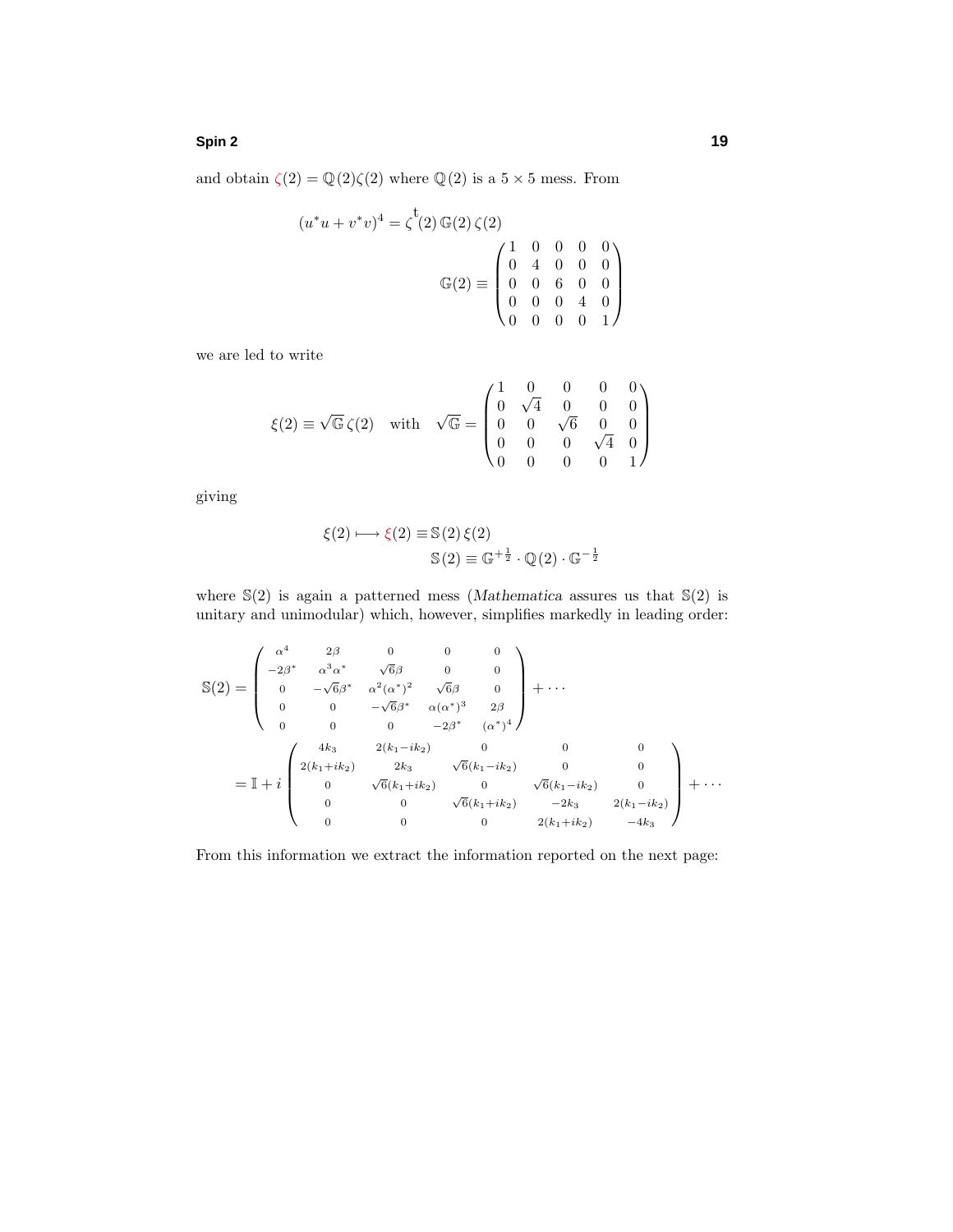and obtain $\zeta(2) = \mathbb{Q}(2)\zeta(2)$ where $\mathbb{Q}(2)$ is a $5\times 5$ mess. From

$$
\begin{aligned}
(u^*u + v^*v)^4 &= \zeta^{\text{t}}(2)\,\mathbb{G}(2)\,\zeta(2)\\
\mathbb{G}(2) &\equiv \begin{pmatrix} 1 & 0 & 0 & 0 & 0\\ 0 & 4 & 0 & 0 & 0\\ 0 & 0 & 6 & 0 & 0\\ 0 & 0 & 0 & 4 & 0\\ 0 & 0 & 0 & 0 & 1 \end{pmatrix}
\end{aligned}
$$

we are led to write

$$
\xi(2) \equiv \sqrt{\mathbb{G}}\,\zeta(2) \quad \text{with} \quad \sqrt{\mathbb{G}} = \begin{pmatrix} 1 & 0 & 0 & 0 & 0\\ 0 & \sqrt{4} & 0 & 0 & 0\\ 0 & 0 & \sqrt{6} & 0 & 0\\ 0 & 0 & 0 & \sqrt{4} & 0\\ 0 & 0 & 0 & 0 & 1 \end{pmatrix}
$$

giving

$$
\begin{aligned}
\xi(2) \longmapsto \xi(2) &\equiv \mathbb{S}(2)\,\xi(2)\\
\mathbb{S}(2) &\equiv \mathbb{G}^{+\frac{1}{2}}\cdot\mathbb{Q}(2)\cdot\mathbb{G}^{-\frac{1}{2}}
\end{aligned}
$$

where $\mathbb{S}(2)$ is again a patterned mess (*Mathematica* assures us that $\mathbb{S}(2)$ is unitary and unimodular) which, however, simplifies markedly in leading order:

$$
\begin{aligned}
\mathbb{S}(2) &= \begin{pmatrix} \alpha^4 & 2\beta & 0 & 0 & 0\\ -2\beta^* & \alpha^3\alpha^* & \sqrt{6}\beta & 0 & 0\\ 0 & -\sqrt{6}\beta^* & \alpha^2(\alpha^*)^2 & \sqrt{6}\beta & 0\\ 0 & 0 & -\sqrt{6}\beta^* & \alpha(\alpha^*)^3 & 2\beta\\ 0 & 0 & 0 & -2\beta^* & (\alpha^*)^4 \end{pmatrix} + \cdots\\
&= \mathbb{I} + i\begin{pmatrix} 4k_3 & 2(k_1-ik_2) & 0 & 0 & 0\\ 2(k_1+ik_2) & 2k_3 & \sqrt{6}(k_1-ik_2) & 0 & 0\\ 0 & \sqrt{6}(k_1+ik_2) & 0 & \sqrt{6}(k_1-ik_2) & 0\\ 0 & 0 & \sqrt{6}(k_1+ik_2) & -2k_3 & 2(k_1-ik_2)\\ 0 & 0 & 0 & 2(k_1+ik_2) & -4k_3 \end{pmatrix} + \cdots
\end{aligned}
$$

From this information we extract the information reported on the next page: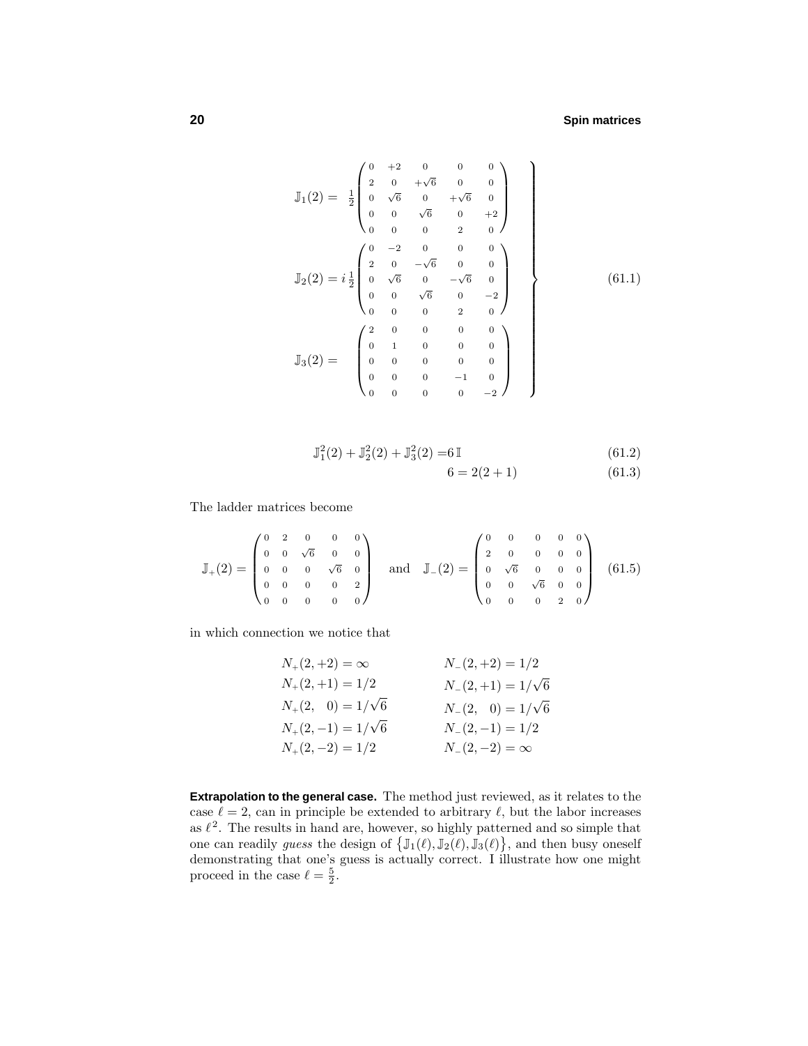$$
\left.
\begin{aligned}
\mathbb{J}_1(2) &= \ \tfrac{1}{2}\begin{pmatrix} 0 & +2 & 0 & 0 & 0 \\ 2 & 0 & +\sqrt{6} & 0 & 0 \\ 0 & \sqrt{6} & 0 & +\sqrt{6} & 0 \\ 0 & 0 & \sqrt{6} & 0 & +2 \\ 0 & 0 & 0 & 2 & 0 \end{pmatrix} \\
\mathbb{J}_2(2) &= i\,\tfrac{1}{2}\begin{pmatrix} 0 & -2 & 0 & 0 & 0 \\ 2 & 0 & -\sqrt{6} & 0 & 0 \\ 0 & \sqrt{6} & 0 & -\sqrt{6} & 0 \\ 0 & 0 & \sqrt{6} & 0 & -2 \\ 0 & 0 & 0 & 2 & 0 \end{pmatrix} \\
\mathbb{J}_3(2) &= \ \ \begin{pmatrix} 2 & 0 & 0 & 0 & 0 \\ 0 & 1 & 0 & 0 & 0 \\ 0 & 0 & 0 & 0 & 0 \\ 0 & 0 & 0 & -1 & 0 \\ 0 & 0 & 0 & 0 & -2 \end{pmatrix}
\end{aligned}
\right\}
\tag{61.1}
$$

$$
\mathbb{J}_1^2(2) + \mathbb{J}_2^2(2) + \mathbb{J}_3^2(2) = 6\,\mathbb{I} \tag{61.2}
$$

$$
6 = 2(2+1) \tag{61.3}
$$

The ladder matrices become

$$
\mathbb{J}_+(2) = \begin{pmatrix} 0 & 2 & 0 & 0 & 0 \\ 0 & 0 & \sqrt{6} & 0 & 0 \\ 0 & 0 & 0 & \sqrt{6} & 0 \\ 0 & 0 & 0 & 0 & 2 \\ 0 & 0 & 0 & 0 & 0 \end{pmatrix} \quad \text{and} \quad \mathbb{J}_-(2) = \begin{pmatrix} 0 & 0 & 0 & 0 & 0 \\ 2 & 0 & 0 & 0 & 0 \\ 0 & \sqrt{6} & 0 & 0 & 0 \\ 0 & 0 & \sqrt{6} & 0 & 0 \\ 0 & 0 & 0 & 2 & 0 \end{pmatrix} \tag{61.5}
$$

in which connection we notice that

$$
\begin{aligned}
N_+(2,+2) &= \infty & \qquad N_-(2,+2) &= 1/2 \\
N_+(2,+1) &= 1/2 & \qquad N_-(2,+1) &= 1/\sqrt{6} \\
N_+(2,\ \ 0) &= 1/\sqrt{6} & \qquad N_-(2,\ \ 0) &= 1/\sqrt{6} \\
N_+(2,-1) &= 1/\sqrt{6} & \qquad N_-(2,-1) &= 1/2 \\
N_+(2,-2) &= 1/2 & \qquad N_-(2,-2) &= \infty
\end{aligned}
$$

**Extrapolation to the general case.** The method just reviewed, as it relates to the case $\ell = 2$, can in principle be extended to arbitrary $\ell$, but the labor increases as $\ell^2$. The results in hand are, however, so highly patterned and so simple that one can readily *guess* the design of $\{\mathbb{J}_1(\ell), \mathbb{J}_2(\ell), \mathbb{J}_3(\ell)\}$, and then busy oneself demonstrating that one's guess is actually correct. I illustrate how one might proceed in the case $\ell = \frac{5}{2}$.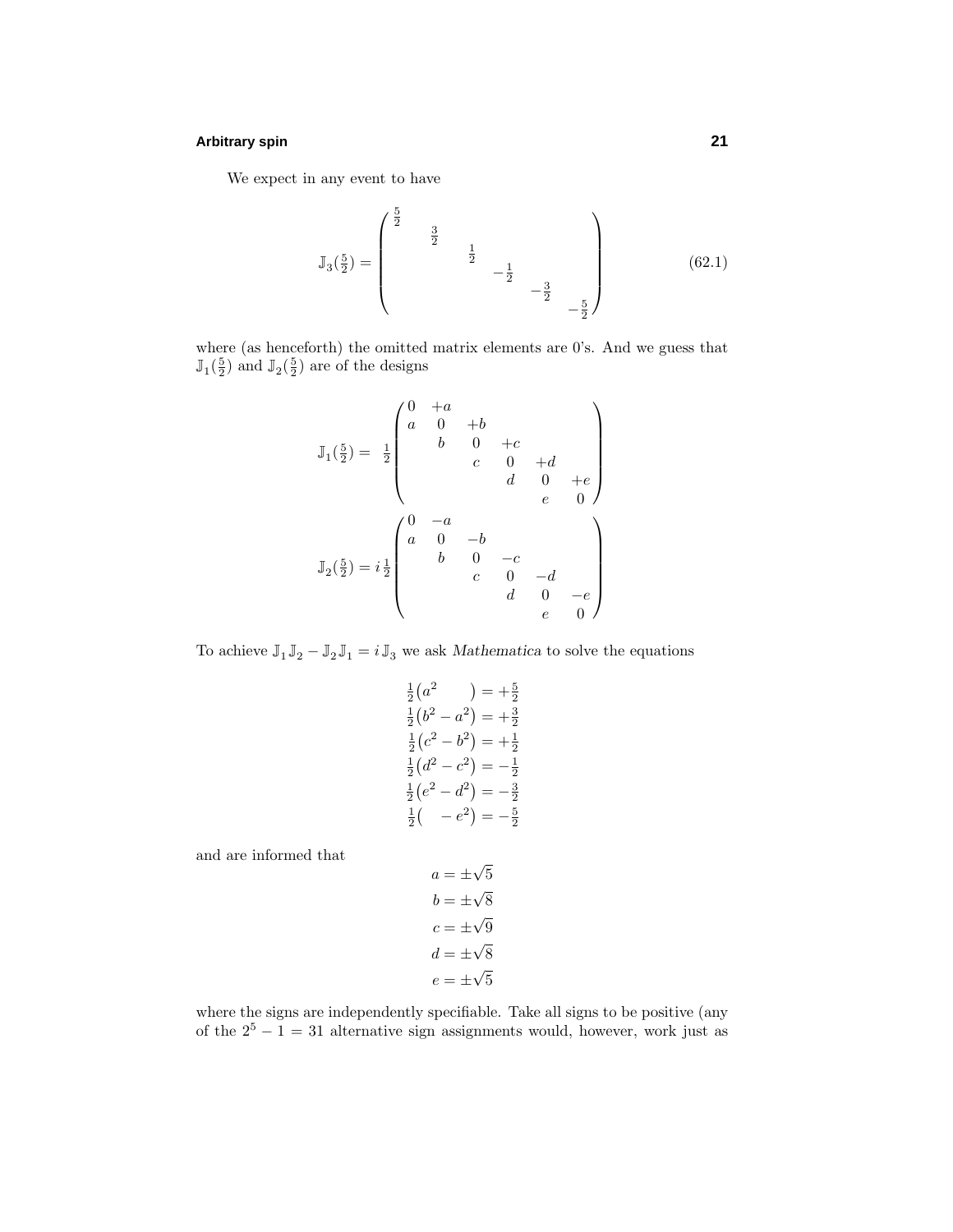We expect in any event to have

$$
\mathbb{J}_3(\tfrac{5}{2}) = \begin{pmatrix} \frac{5}{2} & & & & & \\ & \frac{3}{2} & & & & \\ & & \frac{1}{2} & & & \\ & & & -\frac{1}{2} & & \\ & & & & -\frac{3}{2} & \\ & & & & & -\frac{5}{2} \end{pmatrix} \tag{62.1}
$$

where (as henceforth) the omitted matrix elements are 0's. And we guess that $\mathbb{J}_1(\frac{5}{2})$ and $\mathbb{J}_2(\frac{5}{2})$ are of the designs

$$
\mathbb{J}_1(\tfrac{5}{2}) = \tfrac{1}{2}\begin{pmatrix} 0 & +a & & & & \\ a & 0 & +b & & & \\ & b & 0 & +c & & \\ & & c & 0 & +d & \\ & & & d & 0 & +e \\ & & & & e & 0 \end{pmatrix}
$$

$$
\mathbb{J}_2(\tfrac{5}{2}) = i\,\tfrac{1}{2}\begin{pmatrix} 0 & -a & & & & \\ a & 0 & -b & & & \\ & b & 0 & -c & & \\ & & c & 0 & -d & \\ & & & d & 0 & -e \\ & & & & e & 0 \end{pmatrix}
$$

To achieve $\mathbb{J}_1\mathbb{J}_2 - \mathbb{J}_2\mathbb{J}_1 = i\,\mathbb{J}_3$ we ask *Mathematica* to solve the equations

$$
\begin{aligned}
\tfrac{1}{2}\big(a^2 \qquad\big) &= +\tfrac{5}{2}\\
\tfrac{1}{2}\big(b^2 - a^2\big) &= +\tfrac{3}{2}\\
\tfrac{1}{2}\big(c^2 - b^2\big) &= +\tfrac{1}{2}\\
\tfrac{1}{2}\big(d^2 - c^2\big) &= -\tfrac{1}{2}\\
\tfrac{1}{2}\big(e^2 - d^2\big) &= -\tfrac{3}{2}\\
\tfrac{1}{2}\big(\qquad - e^2\big) &= -\tfrac{5}{2}
\end{aligned}
$$

and are informed that

$$
\begin{aligned}
a &= \pm\sqrt{5}\\
b &= \pm\sqrt{8}\\
c &= \pm\sqrt{9}\\
d &= \pm\sqrt{8}\\
e &= \pm\sqrt{5}
\end{aligned}
$$

where the signs are independently specifiable. Take all signs to be positive (any of the $2^5 - 1 = 31$ alternative sign assignments would, however, work just as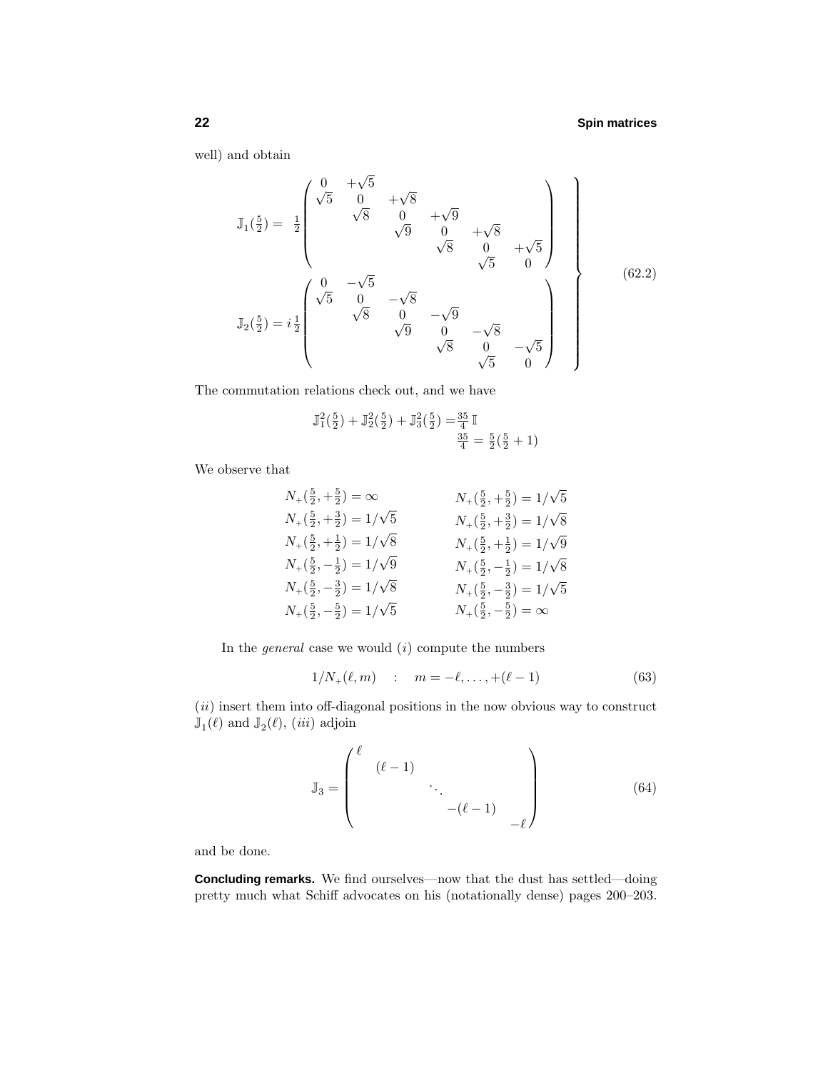well) and obtain

$$
\left.
\begin{aligned}
\mathbb{J}_1(\tfrac{5}{2}) &= \ \tfrac{1}{2}\begin{pmatrix}
0 & +\sqrt{5} & & & & \\
\sqrt{5} & 0 & +\sqrt{8} & & & \\
 & \sqrt{8} & 0 & +\sqrt{9} & & \\
 & & \sqrt{9} & 0 & +\sqrt{8} & \\
 & & & \sqrt{8} & 0 & +\sqrt{5} \\
 & & & & \sqrt{5} & 0
\end{pmatrix} \\
\mathbb{J}_2(\tfrac{5}{2}) &= i\,\tfrac{1}{2}\begin{pmatrix}
0 & -\sqrt{5} & & & & \\
\sqrt{5} & 0 & -\sqrt{8} & & & \\
 & \sqrt{8} & 0 & -\sqrt{9} & & \\
 & & \sqrt{9} & 0 & -\sqrt{8} & \\
 & & & \sqrt{8} & 0 & -\sqrt{5} \\
 & & & & \sqrt{5} & 0
\end{pmatrix}
\end{aligned}
\right\} \tag{62.2}
$$

The commutation relations check out, and we have

$$
\begin{aligned}
\mathbb{J}_1^2(\tfrac{5}{2}) + \mathbb{J}_2^2(\tfrac{5}{2}) + \mathbb{J}_3^2(\tfrac{5}{2}) &= \tfrac{35}{4}\,\mathbb{I} \\
\tfrac{35}{4} &= \tfrac{5}{2}(\tfrac{5}{2}+1)
\end{aligned}
$$

We observe that

$$
\begin{aligned}
N_+(\tfrac{5}{2},+\tfrac{5}{2}) &= \infty & N_+(\tfrac{5}{2},+\tfrac{5}{2}) &= 1/\sqrt{5} \\
N_+(\tfrac{5}{2},+\tfrac{3}{2}) &= 1/\sqrt{5} & N_+(\tfrac{5}{2},+\tfrac{3}{2}) &= 1/\sqrt{8} \\
N_+(\tfrac{5}{2},+\tfrac{1}{2}) &= 1/\sqrt{8} & N_+(\tfrac{5}{2},+\tfrac{1}{2}) &= 1/\sqrt{9} \\
N_+(\tfrac{5}{2},-\tfrac{1}{2}) &= 1/\sqrt{9} & N_+(\tfrac{5}{2},-\tfrac{1}{2}) &= 1/\sqrt{8} \\
N_+(\tfrac{5}{2},-\tfrac{3}{2}) &= 1/\sqrt{8} & N_+(\tfrac{5}{2},-\tfrac{3}{2}) &= 1/\sqrt{5} \\
N_+(\tfrac{5}{2},-\tfrac{5}{2}) &= 1/\sqrt{5} & N_+(\tfrac{5}{2},-\tfrac{5}{2}) &= \infty
\end{aligned}
$$

In the *general* case we would ($i$) compute the numbers

$$
1/N_+(\ell,m) \quad : \quad m = -\ell,\ldots,+(\ell-1) \tag{63}
$$

($ii$) insert them into off-diagonal positions in the now obvious way to construct $\mathbb{J}_1(\ell)$ and $\mathbb{J}_2(\ell)$, ($iii$) adjoin

$$
\mathbb{J}_3 = \begin{pmatrix}
\ell & & & & \\
 & (\ell-1) & & & \\
 & & \ddots & & \\
 & & & -(\ell-1) & \\
 & & & & -\ell
\end{pmatrix} \tag{64}
$$

and be done.

**Concluding remarks.** We find ourselves—now that the dust has settled—doing pretty much what Schiff advocates on his (notationally dense) pages 200–203.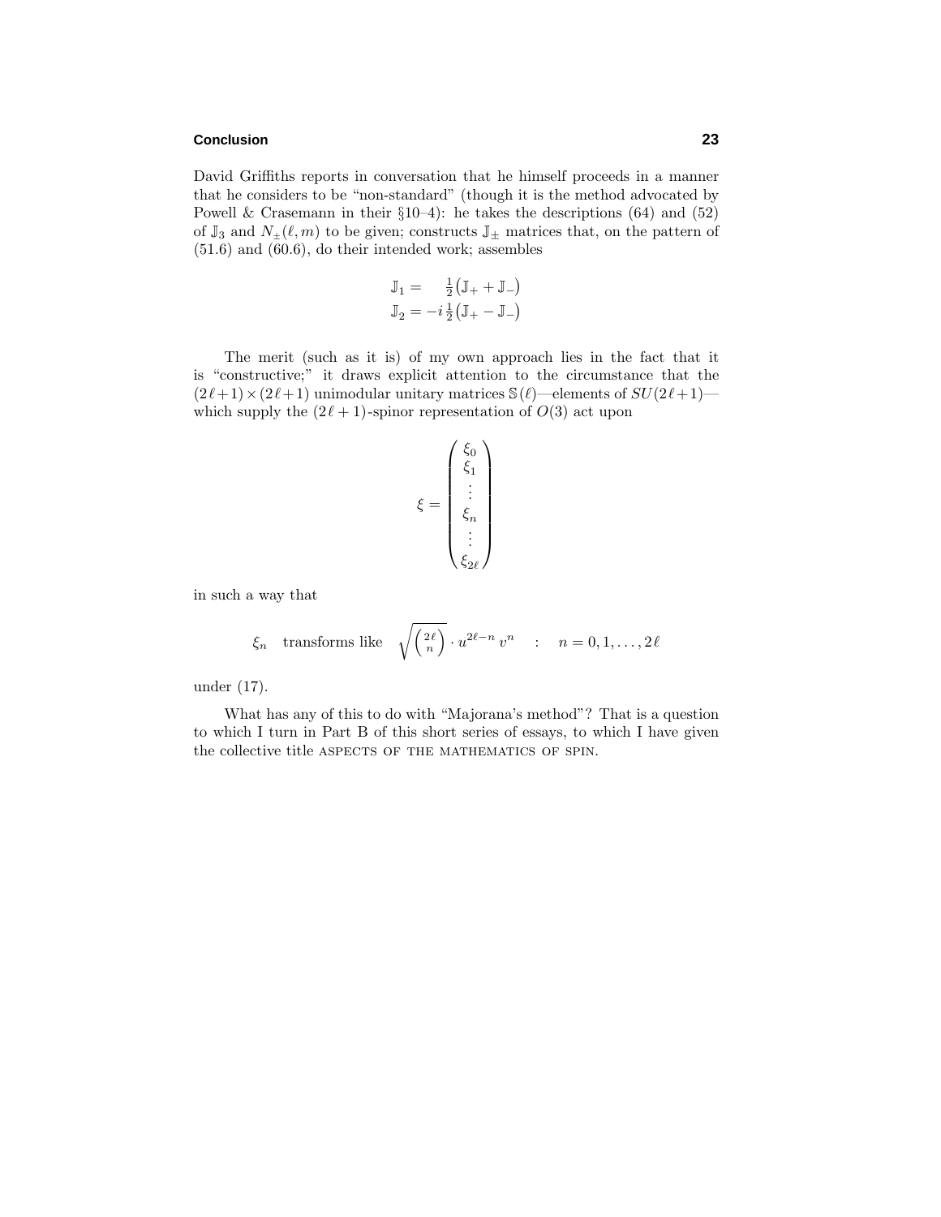David Griffiths reports in conversation that he himself proceeds in a manner that he considers to be "non-standard" (though it is the method advocated by Powell & Crasemann in their §10–4): he takes the descriptions (64) and (52) of $\mathbb{J}_3$ and $N_\pm(\ell, m)$ to be given; constructs $\mathbb{J}_\pm$ matrices that, on the pattern of (51.6) and (60.6), do their intended work; assembles

$$
\begin{aligned}
\mathbb{J}_1 &= \ \ \ \tfrac{1}{2}\big(\mathbb{J}_+ + \mathbb{J}_-\big)\\
\mathbb{J}_2 &= -i\,\tfrac{1}{2}\big(\mathbb{J}_+ - \mathbb{J}_-\big)
\end{aligned}
$$

The merit (such as it is) of my own approach lies in the fact that it is "constructive;" it draws explicit attention to the circumstance that the $(2\ell+1)\times(2\ell+1)$ unimodular unitary matrices $\mathbb{S}(\ell)$—elements of $SU(2\ell+1)$—which supply the $(2\ell+1)$-spinor representation of $O(3)$ act upon

$$
\xi = \begin{pmatrix} \xi_0 \\ \xi_1 \\ \vdots \\ \xi_n \\ \vdots \\ \xi_{2\ell} \end{pmatrix}
$$

in such a way that

$$
\xi_n \quad \text{transforms like} \quad \sqrt{\tbinom{2\ell}{n}}\cdot u^{2\ell-n}\,v^n \quad : \quad n = 0, 1, \ldots, 2\ell
$$

under (17).

What has any of this to do with "Majorana's method"? That is a question to which I turn in Part B of this short series of essays, to which I have given the collective title ASPECTS OF THE MATHEMATICS OF SPIN.